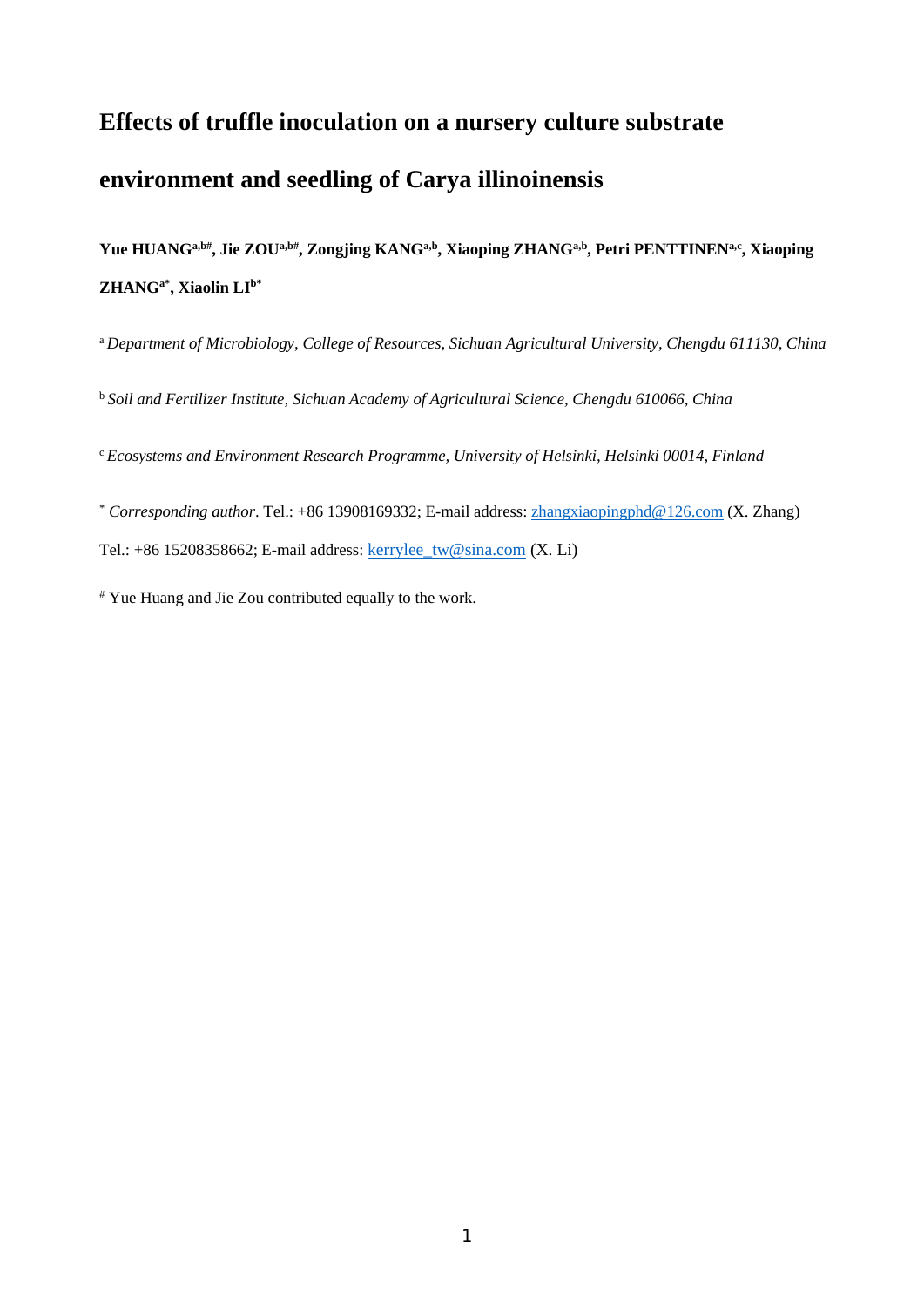# Effects of truffle inoculation on a nursery culture substrate environment and seedling of Carya illinoinensis

**Yue HUANG[a,b#], Jie ZOU[a,b#], Zongjing KANG[a,b], Xiaoping ZHANG[a,b], Petri PENTTINEN[a,c], Xiaoping ZHANG[a*], Xiaolin LI[b*]**

[a] *Department of Microbiology, College of Resources, Sichuan Agricultural University, Chengdu 611130, China*

[b] *Soil and Fertilizer Institute, Sichuan Academy of Agricultural Science, Chengdu 610066, China*

[c] *Ecosystems and Environment Research Programme, University of Helsinki, Helsinki 00014, Finland*

[*] *Corresponding author*. Tel.: +86 13908169332; E-mail address: zhangxiaopingphd@126.com (X. Zhang)

Tel.: +86 15208358662; E-mail address: kerrylee_tw@sina.com (X. Li)

[#] Yue Huang and Jie Zou contributed equally to the work.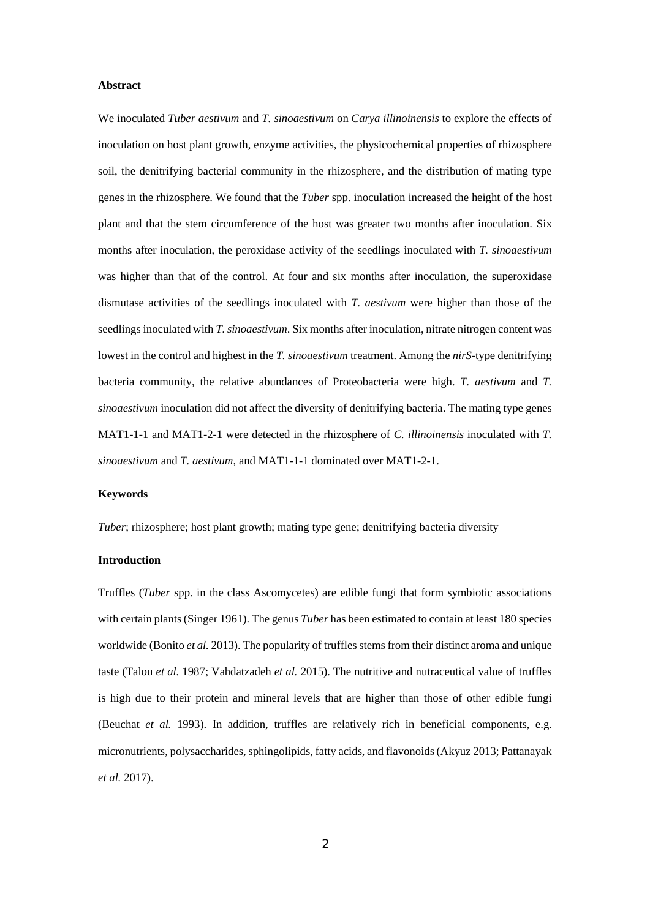**Abstract**

We inoculated *Tuber aestivum* and *T. sinoaestivum* on *Carya illinoinensis* to explore the effects of inoculation on host plant growth, enzyme activities, the physicochemical properties of rhizosphere soil, the denitrifying bacterial community in the rhizosphere, and the distribution of mating type genes in the rhizosphere. We found that the *Tuber* spp. inoculation increased the height of the host plant and that the stem circumference of the host was greater two months after inoculation. Six months after inoculation, the peroxidase activity of the seedlings inoculated with *T. sinoaestivum* was higher than that of the control. At four and six months after inoculation, the superoxidase dismutase activities of the seedlings inoculated with *T. aestivum* were higher than those of the seedlings inoculated with *T. sinoaestivum*. Six months after inoculation, nitrate nitrogen content was lowest in the control and highest in the *T. sinoaestivum* treatment. Among the *nirS*-type denitrifying bacteria community, the relative abundances of Proteobacteria were high. *T. aestivum* and *T. sinoaestivum* inoculation did not affect the diversity of denitrifying bacteria. The mating type genes MAT1-1-1 and MAT1-2-1 were detected in the rhizosphere of *C. illinoinensis* inoculated with *T. sinoaestivum* and *T. aestivum*, and MAT1-1-1 dominated over MAT1-2-1.

**Keywords**

*Tuber*; rhizosphere; host plant growth; mating type gene; denitrifying bacteria diversity

**Introduction**

Truffles (*Tuber* spp. in the class Ascomycetes) are edible fungi that form symbiotic associations with certain plants (Singer 1961). The genus *Tuber* has been estimated to contain at least 180 species worldwide (Bonito *et al.* 2013). The popularity of truffles stems from their distinct aroma and unique taste (Talou *et al.* 1987; Vahdatzadeh *et al.* 2015). The nutritive and nutraceutical value of truffles is high due to their protein and mineral levels that are higher than those of other edible fungi (Beuchat *et al.* 1993). In addition, truffles are relatively rich in beneficial components, e.g. micronutrients, polysaccharides, sphingolipids, fatty acids, and flavonoids (Akyuz 2013; Pattanayak *et al.* 2017).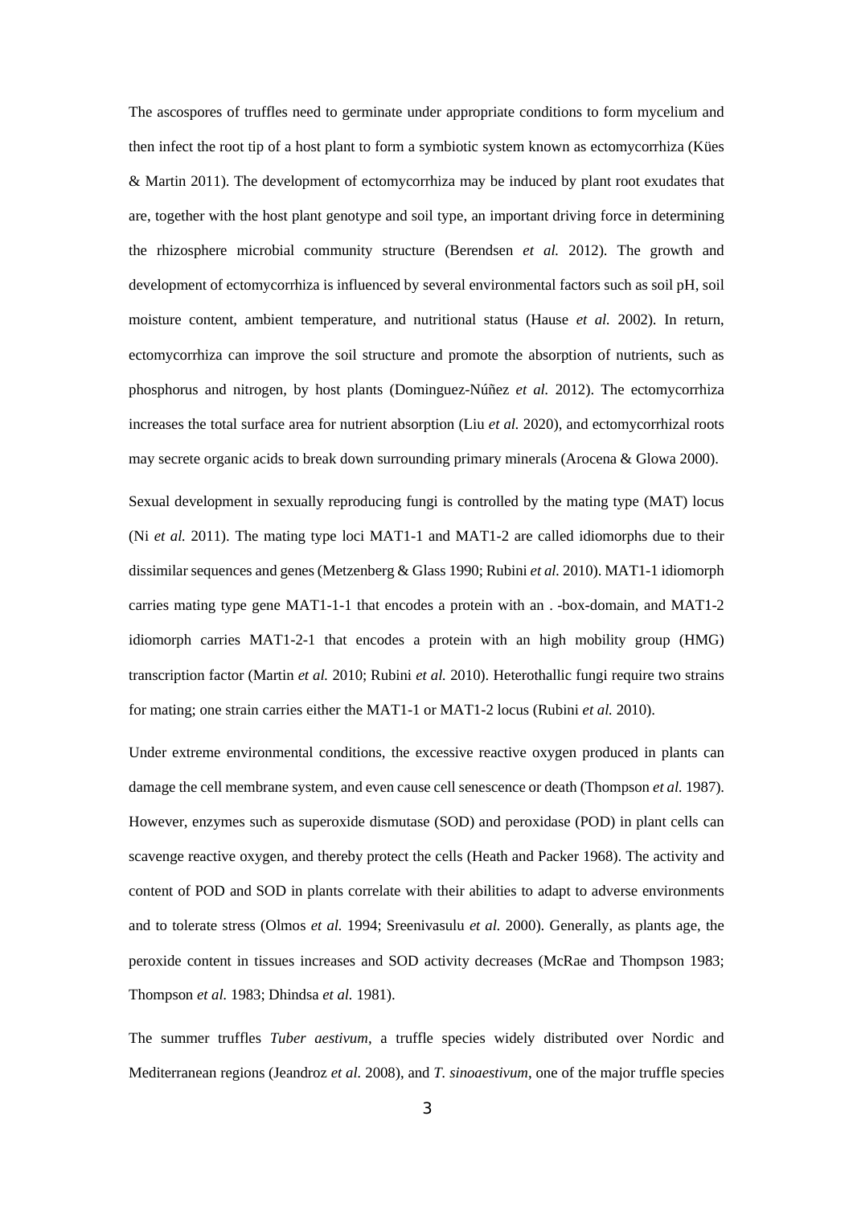The ascospores of truffles need to germinate under appropriate conditions to form mycelium and then infect the root tip of a host plant to form a symbiotic system known as ectomycorrhiza (Kües & Martin 2011). The development of ectomycorrhiza may be induced by plant root exudates that are, together with the host plant genotype and soil type, an important driving force in determining the rhizosphere microbial community structure (Berendsen *et al.* 2012). The growth and development of ectomycorrhiza is influenced by several environmental factors such as soil pH, soil moisture content, ambient temperature, and nutritional status (Hause *et al.* 2002). In return, ectomycorrhiza can improve the soil structure and promote the absorption of nutrients, such as phosphorus and nitrogen, by host plants (Dominguez-Núñez *et al.* 2012). The ectomycorrhiza increases the total surface area for nutrient absorption (Liu *et al.* 2020), and ectomycorrhizal roots may secrete organic acids to break down surrounding primary minerals (Arocena & Glowa 2000).

Sexual development in sexually reproducing fungi is controlled by the mating type (MAT) locus (Ni *et al.* 2011). The mating type loci MAT1-1 and MAT1-2 are called idiomorphs due to their dissimilar sequences and genes (Metzenberg & Glass 1990; Rubini *et al.* 2010). MAT1-1 idiomorph carries mating type gene MAT1-1-1 that encodes a protein with an . -box-domain, and MAT1-2 idiomorph carries MAT1-2-1 that encodes a protein with an high mobility group (HMG) transcription factor (Martin *et al.* 2010; Rubini *et al.* 2010). Heterothallic fungi require two strains for mating; one strain carries either the MAT1-1 or MAT1-2 locus (Rubini *et al.* 2010).

Under extreme environmental conditions, the excessive reactive oxygen produced in plants can damage the cell membrane system, and even cause cell senescence or death (Thompson *et al.* 1987). However, enzymes such as superoxide dismutase (SOD) and peroxidase (POD) in plant cells can scavenge reactive oxygen, and thereby protect the cells (Heath and Packer 1968). The activity and content of POD and SOD in plants correlate with their abilities to adapt to adverse environments and to tolerate stress (Olmos *et al.* 1994; Sreenivasulu *et al.* 2000). Generally, as plants age, the peroxide content in tissues increases and SOD activity decreases (McRae and Thompson 1983; Thompson *et al.* 1983; Dhindsa *et al.* 1981).

The summer truffles *Tuber aestivum*, a truffle species widely distributed over Nordic and Mediterranean regions (Jeandroz *et al.* 2008), and *T. sinoaestivum*, one of the major truffle species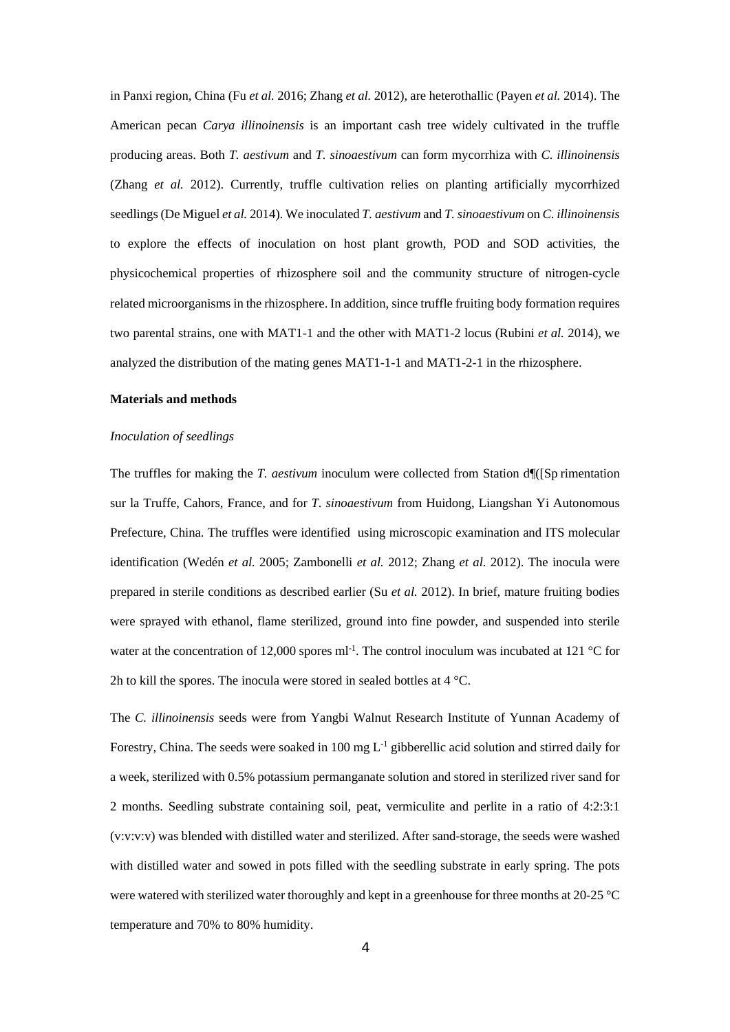in Panxi region, China (Fu *et al.* 2016; Zhang *et al.* 2012), are heterothallic (Payen *et al.* 2014). The American pecan *Carya illinoinensis* is an important cash tree widely cultivated in the truffle producing areas. Both *T. aestivum* and *T. sinoaestivum* can form mycorrhiza with *C. illinoinensis* (Zhang *et al.* 2012). Currently, truffle cultivation relies on planting artificially mycorrhized seedlings (De Miguel *et al.* 2014). We inoculated *T. aestivum* and *T. sinoaestivum* on *C. illinoinensis* to explore the effects of inoculation on host plant growth, POD and SOD activities, the physicochemical properties of rhizosphere soil and the community structure of nitrogen-cycle related microorganisms in the rhizosphere. In addition, since truffle fruiting body formation requires two parental strains, one with MAT1-1 and the other with MAT1-2 locus (Rubini *et al.* 2014), we analyzed the distribution of the mating genes MAT1-1-1 and MAT1-2-1 in the rhizosphere.

**Materials and methods**

*Inoculation of seedlings*

The truffles for making the *T. aestivum* inoculum were collected from Station d¶([Sp rimentation sur la Truffe, Cahors, France, and for *T. sinoaestivum* from Huidong, Liangshan Yi Autonomous Prefecture, China. The truffles were identified using microscopic examination and ITS molecular identification (Wedén *et al.* 2005; Zambonelli *et al.* 2012; Zhang *et al.* 2012). The inocula were prepared in sterile conditions as described earlier (Su *et al.* 2012). In brief, mature fruiting bodies were sprayed with ethanol, flame sterilized, ground into fine powder, and suspended into sterile water at the concentration of 12,000 spores $ml^{-1}$. The control inoculum was incubated at 121 °C for 2h to kill the spores. The inocula were stored in sealed bottles at 4 °C.

The *C. illinoinensis* seeds were from Yangbi Walnut Research Institute of Yunnan Academy of Forestry, China. The seeds were soaked in 100 mg $L^{-1}$ gibberellic acid solution and stirred daily for a week, sterilized with 0.5% potassium permanganate solution and stored in sterilized river sand for 2 months. Seedling substrate containing soil, peat, vermiculite and perlite in a ratio of 4:2:3:1 (v:v:v:v) was blended with distilled water and sterilized. After sand-storage, the seeds were washed with distilled water and sowed in pots filled with the seedling substrate in early spring. The pots were watered with sterilized water thoroughly and kept in a greenhouse for three months at 20-25 °C temperature and 70% to 80% humidity.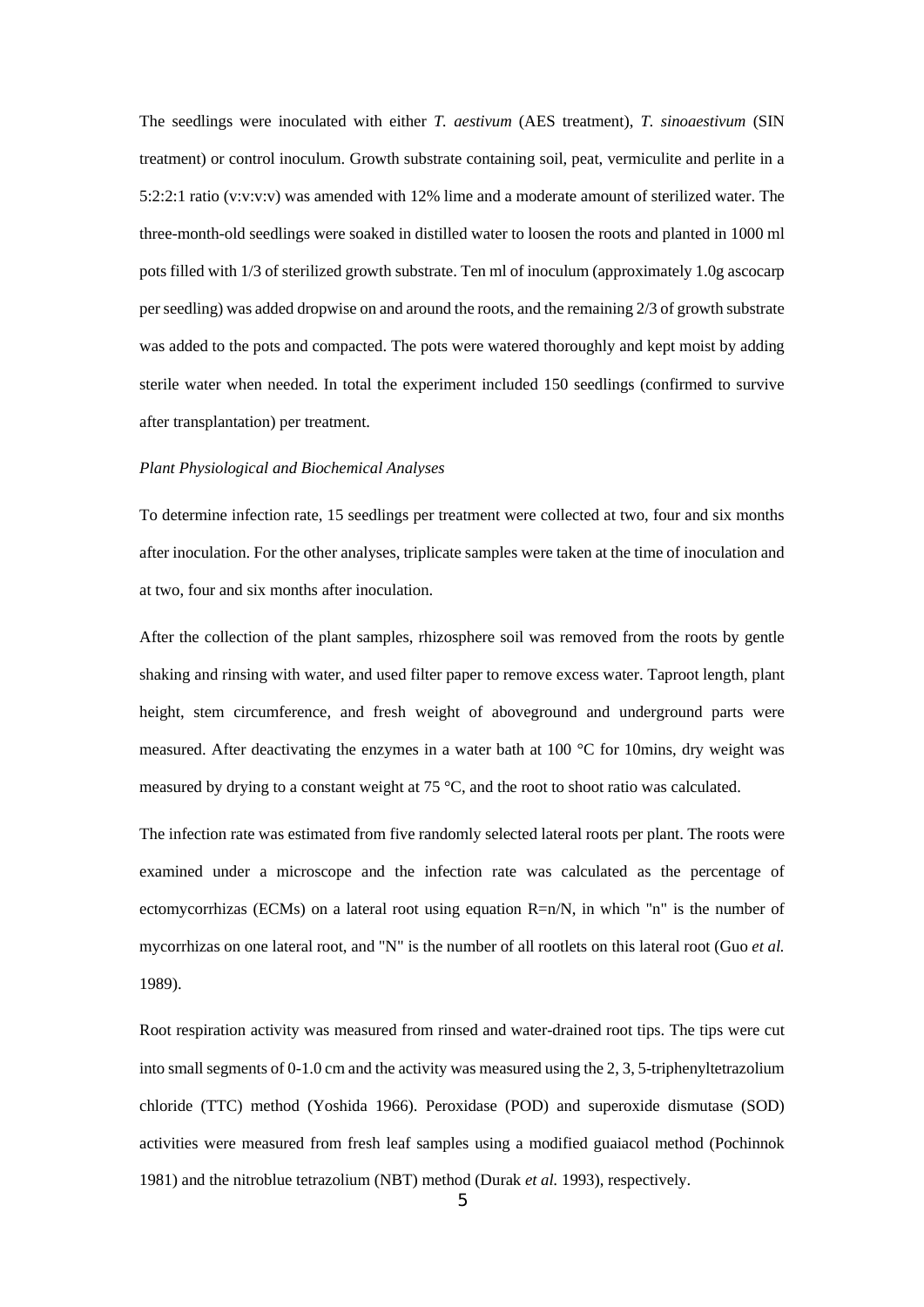The seedlings were inoculated with either *T. aestivum* (AES treatment), *T. sinoaestivum* (SIN treatment) or control inoculum. Growth substrate containing soil, peat, vermiculite and perlite in a 5:2:2:1 ratio (v:v:v:v) was amended with 12% lime and a moderate amount of sterilized water. The three-month-old seedlings were soaked in distilled water to loosen the roots and planted in 1000 ml pots filled with 1/3 of sterilized growth substrate. Ten ml of inoculum (approximately 1.0g ascocarp per seedling) was added dropwise on and around the roots, and the remaining 2/3 of growth substrate was added to the pots and compacted. The pots were watered thoroughly and kept moist by adding sterile water when needed. In total the experiment included 150 seedlings (confirmed to survive after transplantation) per treatment.

*Plant Physiological and Biochemical Analyses*

To determine infection rate, 15 seedlings per treatment were collected at two, four and six months after inoculation. For the other analyses, triplicate samples were taken at the time of inoculation and at two, four and six months after inoculation.

After the collection of the plant samples, rhizosphere soil was removed from the roots by gentle shaking and rinsing with water, and used filter paper to remove excess water. Taproot length, plant height, stem circumference, and fresh weight of aboveground and underground parts were measured. After deactivating the enzymes in a water bath at 100 °C for 10mins, dry weight was measured by drying to a constant weight at 75 °C, and the root to shoot ratio was calculated.

The infection rate was estimated from five randomly selected lateral roots per plant. The roots were examined under a microscope and the infection rate was calculated as the percentage of ectomycorrhizas (ECMs) on a lateral root using equation $R=n/N$, in which "n" is the number of mycorrhizas on one lateral root, and "N" is the number of all rootlets on this lateral root (Guo *et al.* 1989).

Root respiration activity was measured from rinsed and water-drained root tips. The tips were cut into small segments of 0-1.0 cm and the activity was measured using the 2, 3, 5-triphenyltetrazolium chloride (TTC) method (Yoshida 1966). Peroxidase (POD) and superoxide dismutase (SOD) activities were measured from fresh leaf samples using a modified guaiacol method (Pochinnok 1981) and the nitroblue tetrazolium (NBT) method (Durak *et al.* 1993), respectively.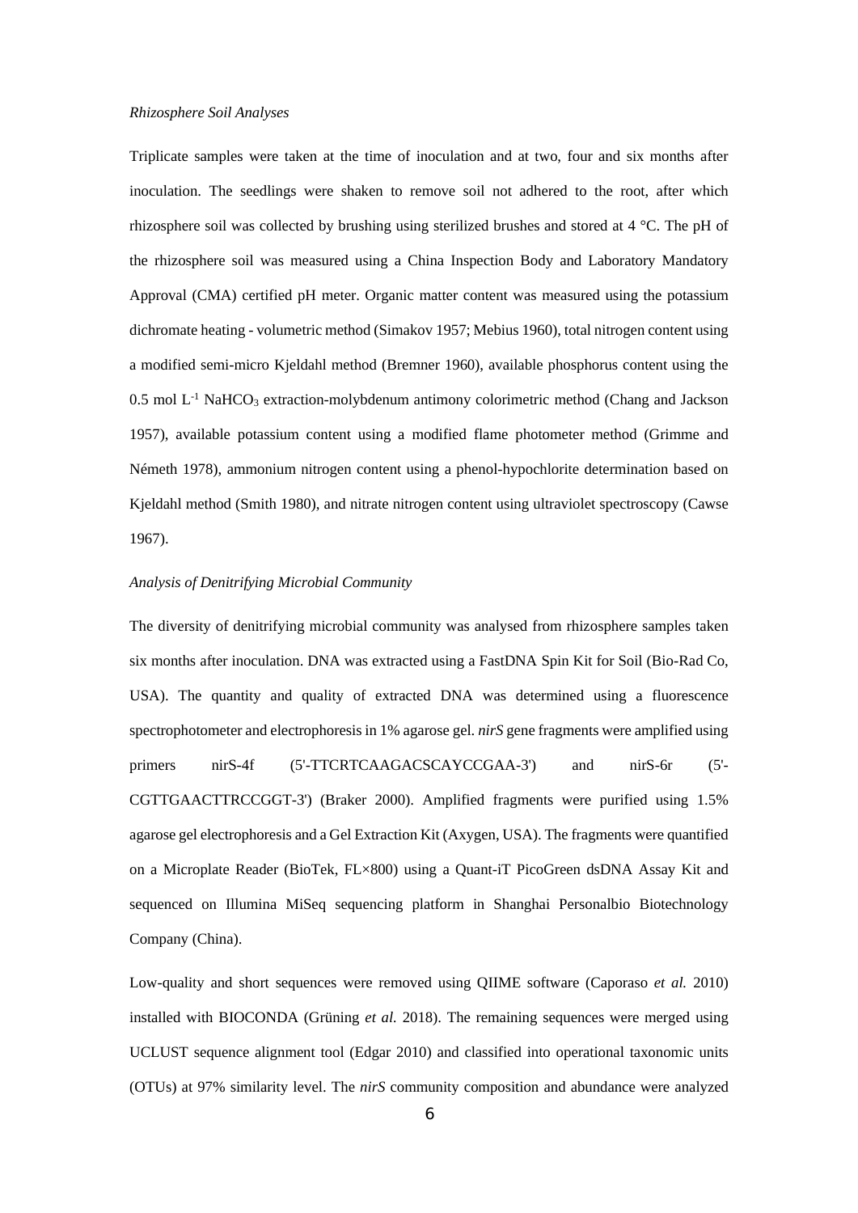*Rhizosphere Soil Analyses*

Triplicate samples were taken at the time of inoculation and at two, four and six months after inoculation. The seedlings were shaken to remove soil not adhered to the root, after which rhizosphere soil was collected by brushing using sterilized brushes and stored at 4 °C. The pH of the rhizosphere soil was measured using a China Inspection Body and Laboratory Mandatory Approval (CMA) certified pH meter. Organic matter content was measured using the potassium dichromate heating - volumetric method (Simakov 1957; Mebius 1960), total nitrogen content using a modified semi-micro Kjeldahl method (Bremner 1960), available phosphorus content using the 0.5 mol $L^{-1}$ $NaHCO_3$ extraction-molybdenum antimony colorimetric method (Chang and Jackson 1957), available potassium content using a modified flame photometer method (Grimme and Németh 1978), ammonium nitrogen content using a phenol-hypochlorite determination based on Kjeldahl method (Smith 1980), and nitrate nitrogen content using ultraviolet spectroscopy (Cawse 1967).

*Analysis of Denitrifying Microbial Community*

The diversity of denitrifying microbial community was analysed from rhizosphere samples taken six months after inoculation. DNA was extracted using a FastDNA Spin Kit for Soil (Bio-Rad Co, USA). The quantity and quality of extracted DNA was determined using a fluorescence spectrophotometer and electrophoresis in 1% agarose gel. *nirS* gene fragments were amplified using primers nirS-4f (5'-TTCRTCAAGACSCAYCCGAA-3') and nirS-6r (5'-CGTTGAACTTRCCGGT-3') (Braker 2000). Amplified fragments were purified using 1.5% agarose gel electrophoresis and a Gel Extraction Kit (Axygen, USA). The fragments were quantified on a Microplate Reader (BioTek, FL×800) using a Quant-iT PicoGreen dsDNA Assay Kit and sequenced on Illumina MiSeq sequencing platform in Shanghai Personalbio Biotechnology Company (China).

Low-quality and short sequences were removed using QIIME software (Caporaso *et al.* 2010) installed with BIOCONDA (Grüning *et al.* 2018). The remaining sequences were merged using UCLUST sequence alignment tool (Edgar 2010) and classified into operational taxonomic units (OTUs) at 97% similarity level. The *nirS* community composition and abundance were analyzed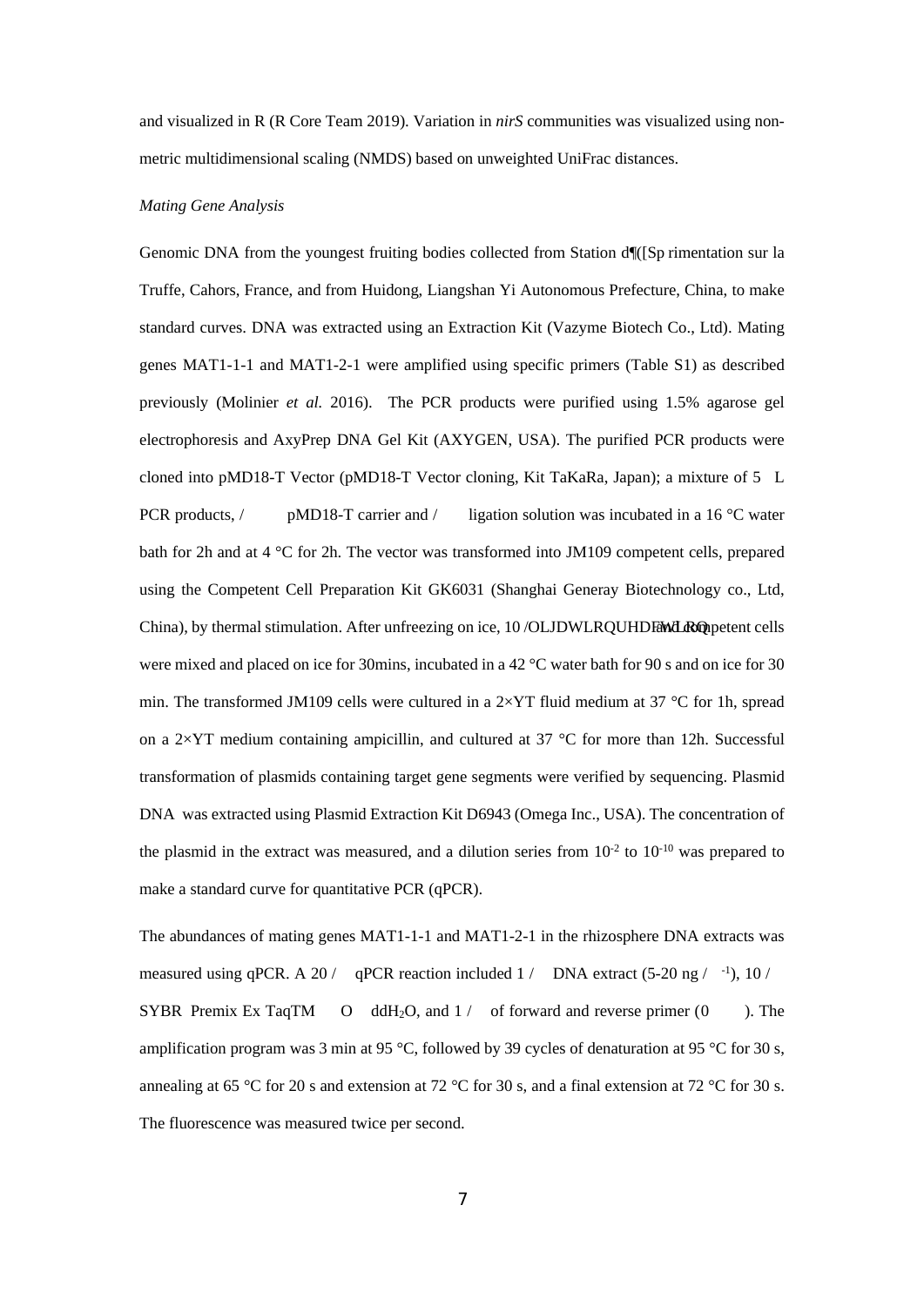and visualized in R (R Core Team 2019). Variation in *nirS* communities was visualized using non-metric multidimensional scaling (NMDS) based on unweighted UniFrac distances.

*Mating Gene Analysis*

Genomic DNA from the youngest fruiting bodies collected from Station d¶([Sp rimentation sur la Truffe, Cahors, France, and from Huidong, Liangshan Yi Autonomous Prefecture, China, to make standard curves. DNA was extracted using an Extraction Kit (Vazyme Biotech Co., Ltd). Mating genes MAT1-1-1 and MAT1-2-1 were amplified using specific primers (Table S1) as described previously (Molinier *et al.* 2016). The PCR products were purified using 1.5% agarose gel electrophoresis and AxyPrep DNA Gel Kit (AXYGEN, USA). The purified PCR products were cloned into pMD18-T Vector (pMD18-T Vector cloning, Kit TaKaRa, Japan); a mixture of 5 L PCR products, / pMD18-T carrier and / ligation solution was incubated in a 16 °C water bath for 2h and at 4 °C for 2h. The vector was transformed into JM109 competent cells, prepared using the Competent Cell Preparation Kit GK6031 (Shanghai Generay Biotechnology co., Ltd, China), by thermal stimulation. After unfreezing on ice, 10 /OLJDWLRQUHDFWLRQ and competent cells were mixed and placed on ice for 30mins, incubated in a 42 °C water bath for 90 s and on ice for 30 min. The transformed JM109 cells were cultured in a 2×YT fluid medium at 37 °C for 1h, spread on a 2×YT medium containing ampicillin, and cultured at 37 °C for more than 12h. Successful transformation of plasmids containing target gene segments were verified by sequencing. Plasmid DNA was extracted using Plasmid Extraction Kit D6943 (Omega Inc., USA). The concentration of the plasmid in the extract was measured, and a dilution series from $10^{-2}$ to $10^{-10}$ was prepared to make a standard curve for quantitative PCR (qPCR).

The abundances of mating genes MAT1-1-1 and MAT1-2-1 in the rhizosphere DNA extracts was measured using qPCR. A 20 / qPCR reaction included 1 / DNA extract (5-20 ng / $^{-1}$), 10 / SYBR Premix Ex TaqTM O $ddH_2O$, and 1 / of forward and reverse primer (0 ). The amplification program was 3 min at 95 °C, followed by 39 cycles of denaturation at 95 °C for 30 s, annealing at 65 °C for 20 s and extension at 72 °C for 30 s, and a final extension at 72 °C for 30 s. The fluorescence was measured twice per second.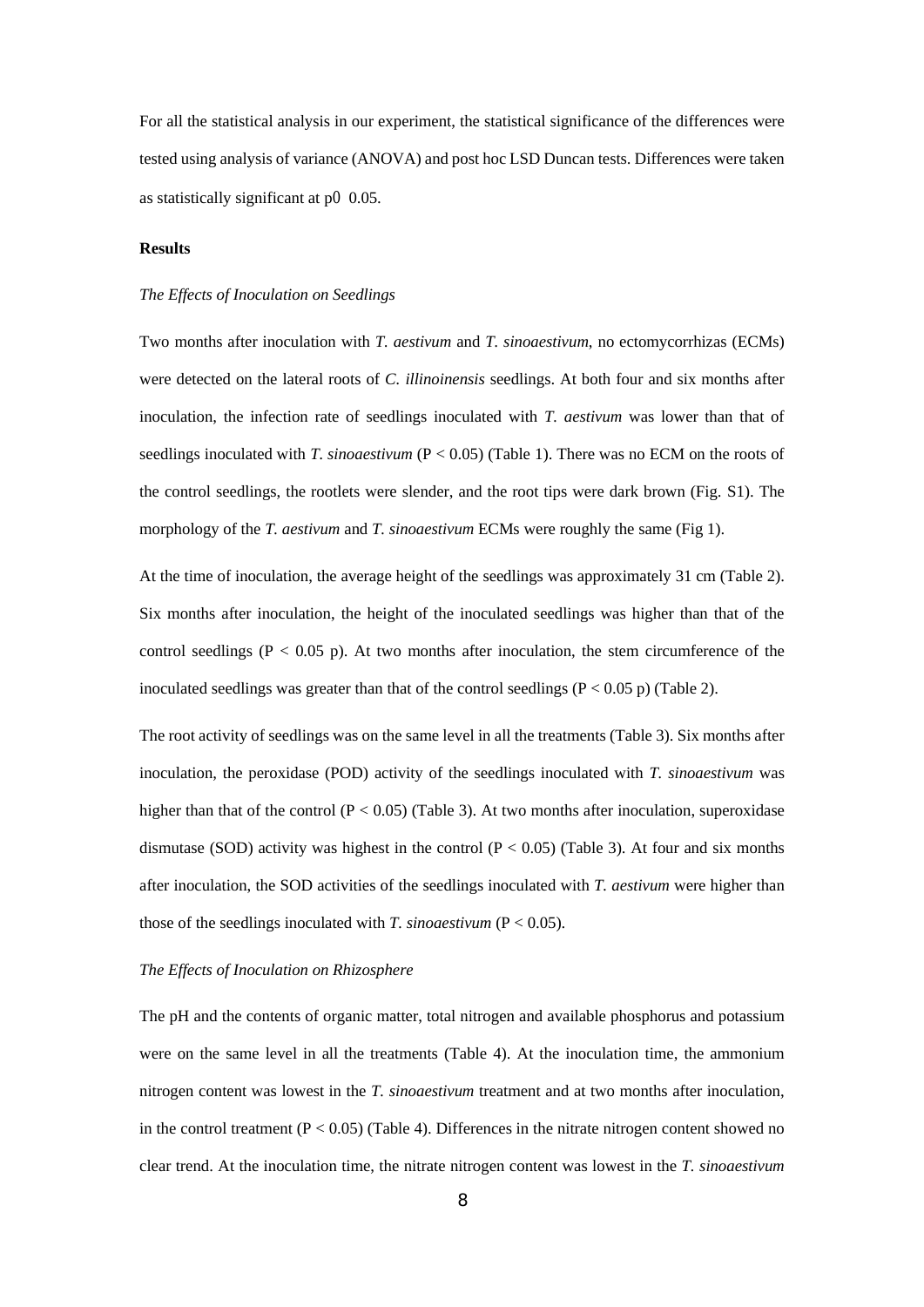For all the statistical analysis in our experiment, the statistical significance of the differences were tested using analysis of variance (ANOVA) and post hoc LSD Duncan tests. Differences were taken as statistically significant at p0 0.05.

**Results**

*The Effects of Inoculation on Seedlings*

Two months after inoculation with *T. aestivum* and *T. sinoaestivum*, no ectomycorrhizas (ECMs) were detected on the lateral roots of *C. illinoinensis* seedlings. At both four and six months after inoculation, the infection rate of seedlings inoculated with *T. aestivum* was lower than that of seedlings inoculated with *T. sinoaestivum* ($P < 0.05$) (Table 1). There was no ECM on the roots of the control seedlings, the rootlets were slender, and the root tips were dark brown (Fig. S1). The morphology of the *T. aestivum* and *T. sinoaestivum* ECMs were roughly the same (Fig 1).

At the time of inoculation, the average height of the seedlings was approximately 31 cm (Table 2). Six months after inoculation, the height of the inoculated seedlings was higher than that of the control seedlings ($P < 0.05$ p). At two months after inoculation, the stem circumference of the inoculated seedlings was greater than that of the control seedlings ($P < 0.05$ p) (Table 2).

The root activity of seedlings was on the same level in all the treatments (Table 3). Six months after inoculation, the peroxidase (POD) activity of the seedlings inoculated with *T. sinoaestivum* was higher than that of the control ($P < 0.05$) (Table 3). At two months after inoculation, superoxidase dismutase (SOD) activity was highest in the control ($P < 0.05$) (Table 3). At four and six months after inoculation, the SOD activities of the seedlings inoculated with *T. aestivum* were higher than those of the seedlings inoculated with *T. sinoaestivum* ($P < 0.05$).

*The Effects of Inoculation on Rhizosphere*

The pH and the contents of organic matter, total nitrogen and available phosphorus and potassium were on the same level in all the treatments (Table 4). At the inoculation time, the ammonium nitrogen content was lowest in the *T. sinoaestivum* treatment and at two months after inoculation, in the control treatment ($P < 0.05$) (Table 4). Differences in the nitrate nitrogen content showed no clear trend. At the inoculation time, the nitrate nitrogen content was lowest in the *T. sinoaestivum*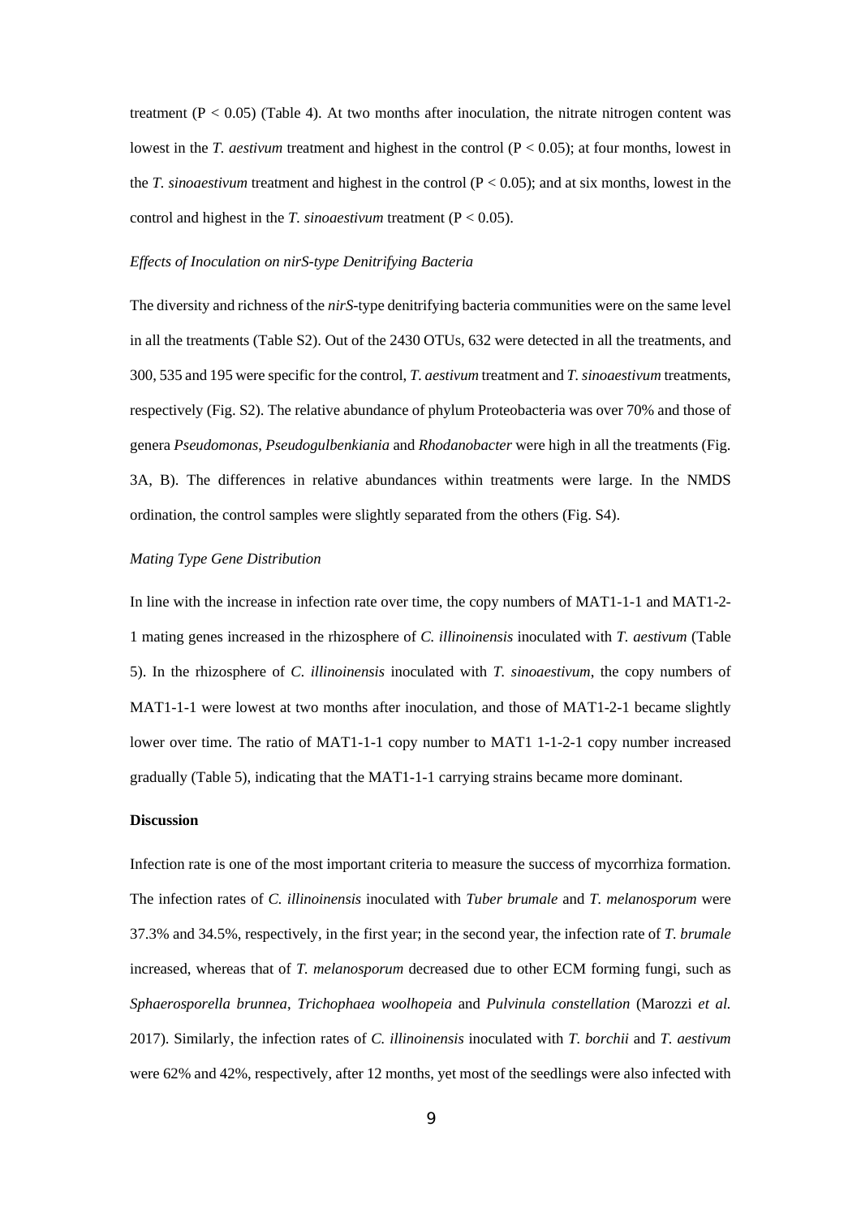treatment ($P < 0.05$) (Table 4). At two months after inoculation, the nitrate nitrogen content was lowest in the *T. aestivum* treatment and highest in the control ($P < 0.05$); at four months, lowest in the *T. sinoaestivum* treatment and highest in the control ($P < 0.05$); and at six months, lowest in the control and highest in the *T. sinoaestivum* treatment ($P < 0.05$).

*Effects of Inoculation on nirS-type Denitrifying Bacteria*

The diversity and richness of the *nirS*-type denitrifying bacteria communities were on the same level in all the treatments (Table S2). Out of the 2430 OTUs, 632 were detected in all the treatments, and 300, 535 and 195 were specific for the control, *T. aestivum* treatment and *T. sinoaestivum* treatments, respectively (Fig. S2). The relative abundance of phylum Proteobacteria was over 70% and those of genera *Pseudomonas*, *Pseudogulbenkiania* and *Rhodanobacter* were high in all the treatments (Fig. 3A, B). The differences in relative abundances within treatments were large. In the NMDS ordination, the control samples were slightly separated from the others (Fig. S4).

*Mating Type Gene Distribution*

In line with the increase in infection rate over time, the copy numbers of MAT1-1-1 and MAT1-2-1 mating genes increased in the rhizosphere of *C. illinoinensis* inoculated with *T. aestivum* (Table 5). In the rhizosphere of *C. illinoinensis* inoculated with *T. sinoaestivum*, the copy numbers of MAT1-1-1 were lowest at two months after inoculation, and those of MAT1-2-1 became slightly lower over time. The ratio of MAT1-1-1 copy number to MAT1 1-1-2-1 copy number increased gradually (Table 5), indicating that the MAT1-1-1 carrying strains became more dominant.

**Discussion**

Infection rate is one of the most important criteria to measure the success of mycorrhiza formation. The infection rates of *C. illinoinensis* inoculated with *Tuber brumale* and *T. melanosporum* were 37.3% and 34.5%, respectively, in the first year; in the second year, the infection rate of *T. brumale* increased, whereas that of *T. melanosporum* decreased due to other ECM forming fungi, such as *Sphaerosporella brunnea*, *Trichophaea woolhopeia* and *Pulvinula constellation* (Marozzi *et al.* 2017). Similarly, the infection rates of *C. illinoinensis* inoculated with *T. borchii* and *T. aestivum* were 62% and 42%, respectively, after 12 months, yet most of the seedlings were also infected with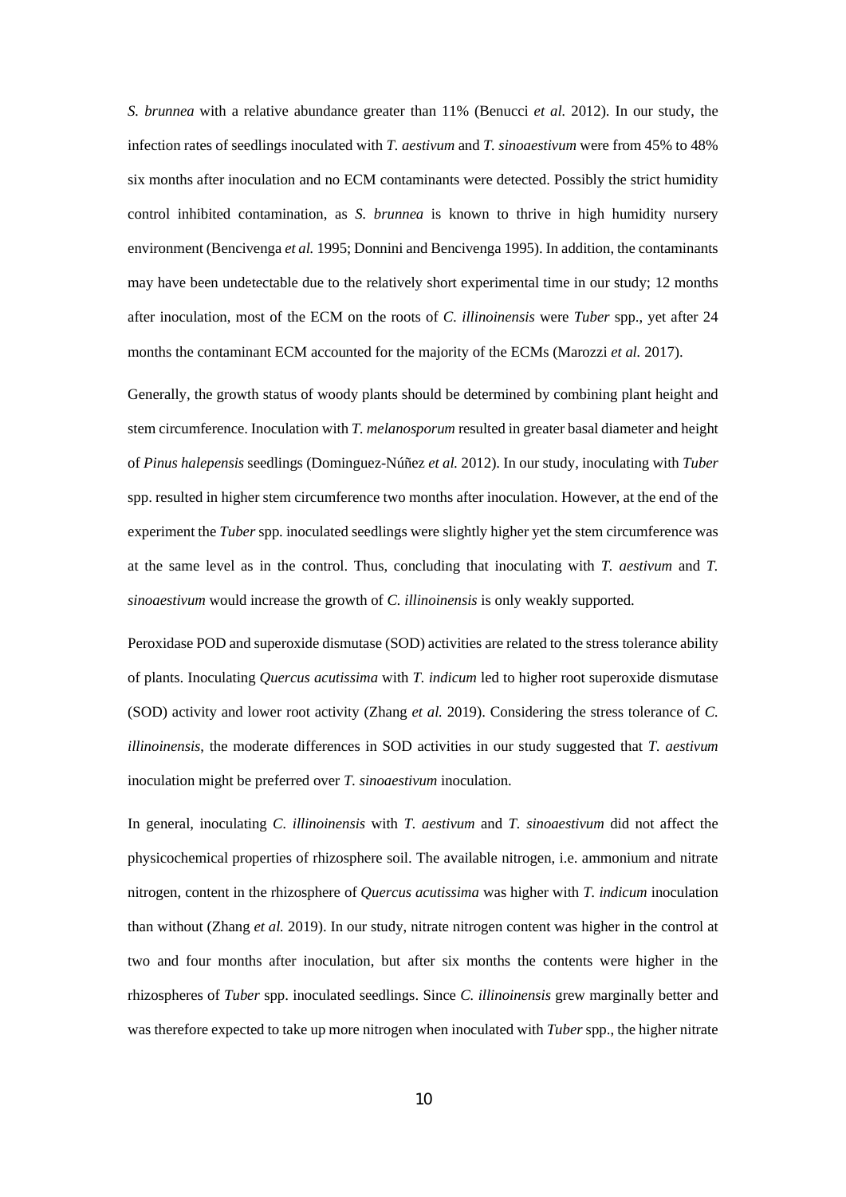*S. brunnea* with a relative abundance greater than 11% (Benucci *et al.* 2012). In our study, the infection rates of seedlings inoculated with *T. aestivum* and *T. sinoaestivum* were from 45% to 48% six months after inoculation and no ECM contaminants were detected. Possibly the strict humidity control inhibited contamination, as *S. brunnea* is known to thrive in high humidity nursery environment (Bencivenga *et al.* 1995; Donnini and Bencivenga 1995). In addition, the contaminants may have been undetectable due to the relatively short experimental time in our study; 12 months after inoculation, most of the ECM on the roots of *C. illinoinensis* were *Tuber* spp., yet after 24 months the contaminant ECM accounted for the majority of the ECMs (Marozzi *et al.* 2017).

Generally, the growth status of woody plants should be determined by combining plant height and stem circumference. Inoculation with *T. melanosporum* resulted in greater basal diameter and height of *Pinus halepensis* seedlings (Dominguez-Núñez *et al.* 2012). In our study, inoculating with *Tuber* spp. resulted in higher stem circumference two months after inoculation. However, at the end of the experiment the *Tuber* spp. inoculated seedlings were slightly higher yet the stem circumference was at the same level as in the control. Thus, concluding that inoculating with *T. aestivum* and *T. sinoaestivum* would increase the growth of *C. illinoinensis* is only weakly supported.

Peroxidase POD and superoxide dismutase (SOD) activities are related to the stress tolerance ability of plants. Inoculating *Quercus acutissima* with *T. indicum* led to higher root superoxide dismutase (SOD) activity and lower root activity (Zhang *et al.* 2019). Considering the stress tolerance of *C. illinoinensis*, the moderate differences in SOD activities in our study suggested that *T. aestivum* inoculation might be preferred over *T. sinoaestivum* inoculation.

In general, inoculating *C. illinoinensis* with *T. aestivum* and *T. sinoaestivum* did not affect the physicochemical properties of rhizosphere soil. The available nitrogen, i.e. ammonium and nitrate nitrogen, content in the rhizosphere of *Quercus acutissima* was higher with *T. indicum* inoculation than without (Zhang *et al.* 2019). In our study, nitrate nitrogen content was higher in the control at two and four months after inoculation, but after six months the contents were higher in the rhizospheres of *Tuber* spp. inoculated seedlings. Since *C. illinoinensis* grew marginally better and was therefore expected to take up more nitrogen when inoculated with *Tuber* spp., the higher nitrate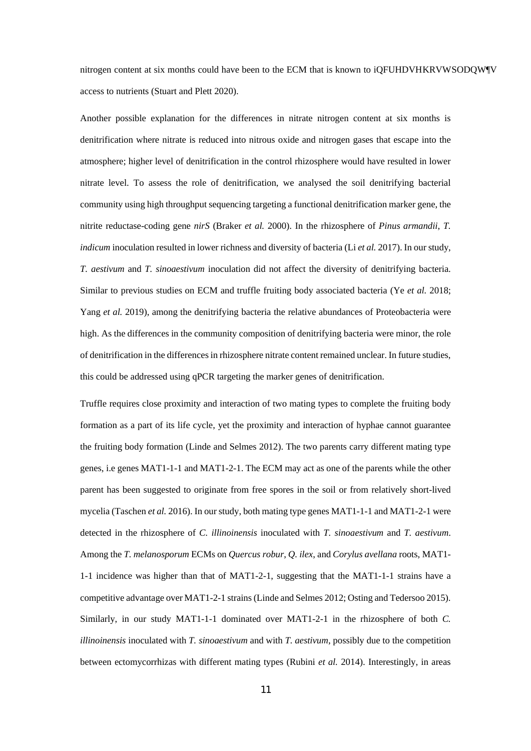nitrogen content at six months could have been to the ECM that is known to iQFUHDVHKRVWSODQW¶V access to nutrients (Stuart and Plett 2020).

Another possible explanation for the differences in nitrate nitrogen content at six months is denitrification where nitrate is reduced into nitrous oxide and nitrogen gases that escape into the atmosphere; higher level of denitrification in the control rhizosphere would have resulted in lower nitrate level. To assess the role of denitrification, we analysed the soil denitrifying bacterial community using high throughput sequencing targeting a functional denitrification marker gene, the nitrite reductase-coding gene *nirS* (Braker *et al.* 2000). In the rhizosphere of *Pinus armandii*, *T. indicum* inoculation resulted in lower richness and diversity of bacteria (Li *et al.* 2017). In our study, *T. aestivum* and *T. sinoaestivum* inoculation did not affect the diversity of denitrifying bacteria. Similar to previous studies on ECM and truffle fruiting body associated bacteria (Ye *et al.* 2018; Yang *et al.* 2019), among the denitrifying bacteria the relative abundances of Proteobacteria were high. As the differences in the community composition of denitrifying bacteria were minor, the role of denitrification in the differences in rhizosphere nitrate content remained unclear. In future studies, this could be addressed using qPCR targeting the marker genes of denitrification.

Truffle requires close proximity and interaction of two mating types to complete the fruiting body formation as a part of its life cycle, yet the proximity and interaction of hyphae cannot guarantee the fruiting body formation (Linde and Selmes 2012). The two parents carry different mating type genes, i.e genes MAT1-1-1 and MAT1-2-1. The ECM may act as one of the parents while the other parent has been suggested to originate from free spores in the soil or from relatively short-lived mycelia (Taschen *et al.* 2016). In our study, both mating type genes MAT1-1-1 and MAT1-2-1 were detected in the rhizosphere of *C. illinoinensis* inoculated with *T. sinoaestivum* and *T. aestivum*. Among the *T. melanosporum* ECMs on *Quercus robur*, *Q. ilex*, and *Corylus avellana* roots, MAT1-1-1 incidence was higher than that of MAT1-2-1, suggesting that the MAT1-1-1 strains have a competitive advantage over MAT1-2-1 strains (Linde and Selmes 2012; Osting and Tedersoo 2015). Similarly, in our study MAT1-1-1 dominated over MAT1-2-1 in the rhizosphere of both *C. illinoinensis* inoculated with *T. sinoaestivum* and with *T. aestivum*, possibly due to the competition between ectomycorrhizas with different mating types (Rubini *et al.* 2014). Interestingly, in areas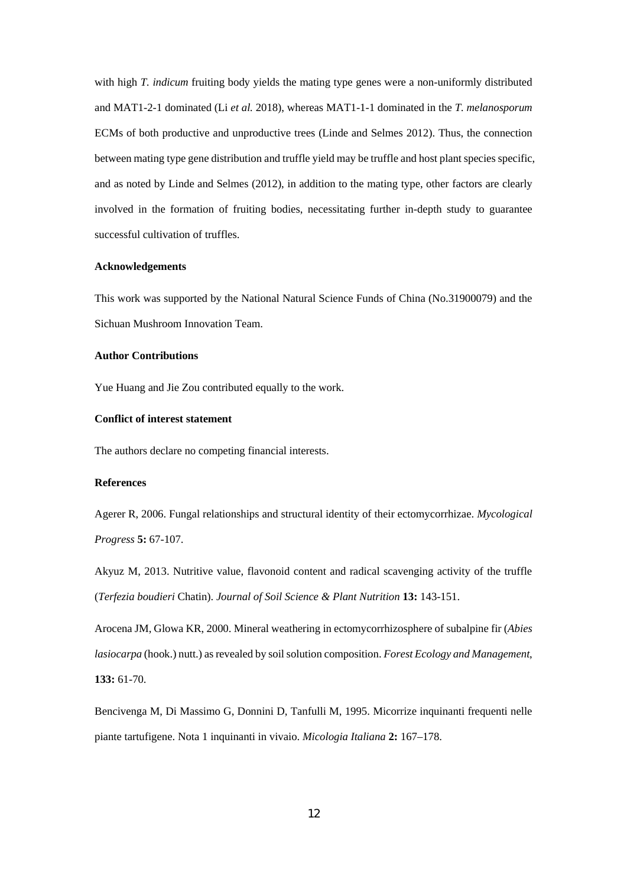with high *T. indicum* fruiting body yields the mating type genes were a non-uniformly distributed and MAT1-2-1 dominated (Li *et al.* 2018), whereas MAT1-1-1 dominated in the *T. melanosporum* ECMs of both productive and unproductive trees (Linde and Selmes 2012). Thus, the connection between mating type gene distribution and truffle yield may be truffle and host plant species specific, and as noted by Linde and Selmes (2012), in addition to the mating type, other factors are clearly involved in the formation of fruiting bodies, necessitating further in-depth study to guarantee successful cultivation of truffles.

## Acknowledgements

This work was supported by the National Natural Science Funds of China (No.31900079) and the Sichuan Mushroom Innovation Team.

## Author Contributions

Yue Huang and Jie Zou contributed equally to the work.

## Conflict of interest statement

The authors declare no competing financial interests.

## References

Agerer R, 2006. Fungal relationships and structural identity of their ectomycorrhizae. *Mycological Progress* **5:** 67-107.

Akyuz M, 2013. Nutritive value, flavonoid content and radical scavenging activity of the truffle (*Terfezia boudieri* Chatin). *Journal of Soil Science & Plant Nutrition* **13:** 143-151.

Arocena JM, Glowa KR, 2000. Mineral weathering in ectomycorrhizosphere of subalpine fir (*Abies lasiocarpa* (hook.) nutt.) as revealed by soil solution composition. *Forest Ecology and Management*, **133:** 61-70.

Bencivenga M, Di Massimo G, Donnini D, Tanfulli M, 1995. Micorrize inquinanti frequenti nelle piante tartufigene. Nota 1 inquinanti in vivaio. *Micologia Italiana* **2:** 167–178.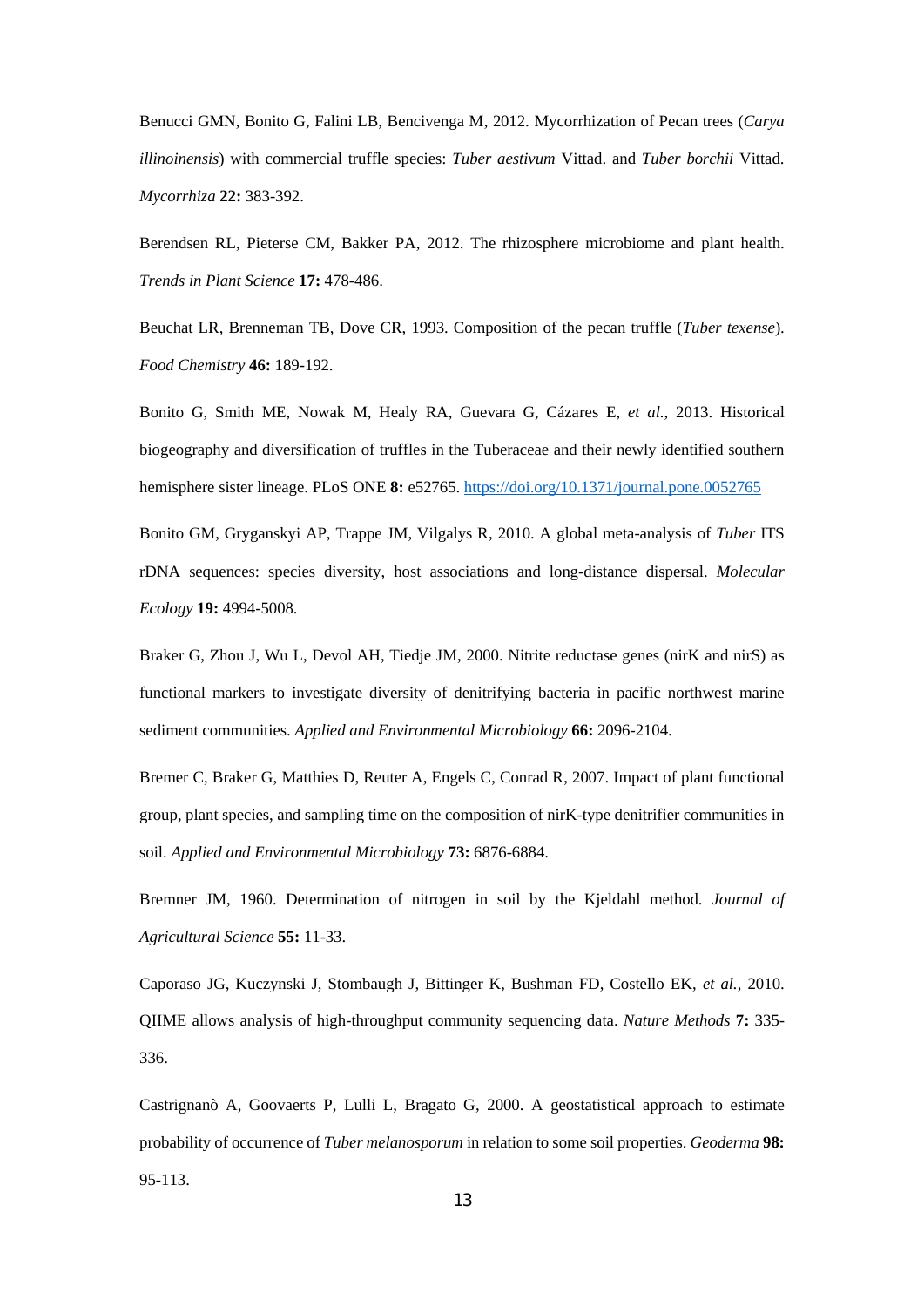Benucci GMN, Bonito G, Falini LB, Bencivenga M, 2012. Mycorrhization of Pecan trees (*Carya illinoinensis*) with commercial truffle species: *Tuber aestivum* Vittad. and *Tuber borchii* Vittad. *Mycorrhiza* **22:** 383-392.

Berendsen RL, Pieterse CM, Bakker PA, 2012. The rhizosphere microbiome and plant health. *Trends in Plant Science* **17:** 478-486.

Beuchat LR, Brenneman TB, Dove CR, 1993. Composition of the pecan truffle (*Tuber texense*). *Food Chemistry* **46:** 189-192.

Bonito G, Smith ME, Nowak M, Healy RA, Guevara G, Cázares E, *et al.*, 2013. Historical biogeography and diversification of truffles in the Tuberaceae and their newly identified southern hemisphere sister lineage. PLoS ONE **8:** e52765. https://doi.org/10.1371/journal.pone.0052765

Bonito GM, Gryganskyi AP, Trappe JM, Vilgalys R, 2010. A global meta-analysis of *Tuber* ITS rDNA sequences: species diversity, host associations and long-distance dispersal. *Molecular Ecology* **19:** 4994-5008.

Braker G, Zhou J, Wu L, Devol AH, Tiedje JM, 2000. Nitrite reductase genes (nirK and nirS) as functional markers to investigate diversity of denitrifying bacteria in pacific northwest marine sediment communities. *Applied and Environmental Microbiology* **66:** 2096-2104.

Bremer C, Braker G, Matthies D, Reuter A, Engels C, Conrad R, 2007. Impact of plant functional group, plant species, and sampling time on the composition of nirK-type denitrifier communities in soil. *Applied and Environmental Microbiology* **73:** 6876-6884.

Bremner JM, 1960. Determination of nitrogen in soil by the Kjeldahl method. *Journal of Agricultural Science* **55:** 11-33.

Caporaso JG, Kuczynski J, Stombaugh J, Bittinger K, Bushman FD, Costello EK, *et al.*, 2010. QIIME allows analysis of high-throughput community sequencing data. *Nature Methods* **7:** 335-336.

Castrignanò A, Goovaerts P, Lulli L, Bragato G, 2000. A geostatistical approach to estimate probability of occurrence of *Tuber melanosporum* in relation to some soil properties. *Geoderma* **98:** 95-113.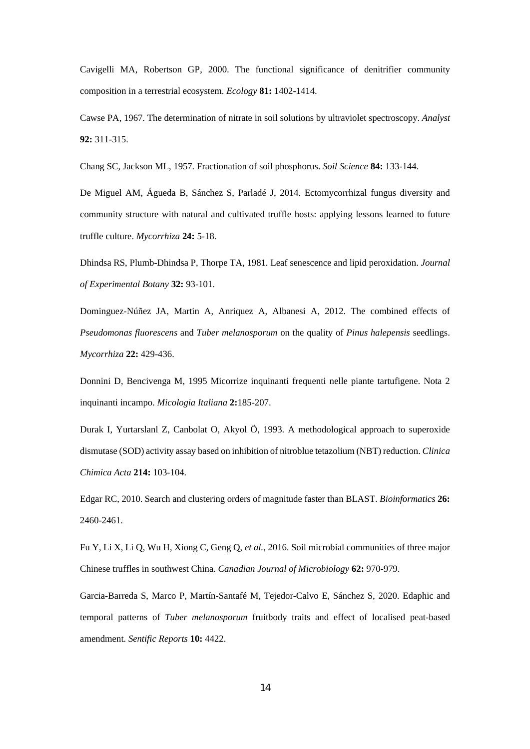Cavigelli MA, Robertson GP, 2000. The functional significance of denitrifier community composition in a terrestrial ecosystem. *Ecology* **81:** 1402-1414.

Cawse PA, 1967. The determination of nitrate in soil solutions by ultraviolet spectroscopy. *Analyst* **92:** 311-315.

Chang SC, Jackson ML, 1957. Fractionation of soil phosphorus. *Soil Science* **84:** 133-144.

De Miguel AM, Águeda B, Sánchez S, Parladé J, 2014. Ectomycorrhizal fungus diversity and community structure with natural and cultivated truffle hosts: applying lessons learned to future truffle culture. *Mycorrhiza* **24:** 5-18.

Dhindsa RS, Plumb-Dhindsa P, Thorpe TA, 1981. Leaf senescence and lipid peroxidation. *Journal of Experimental Botany* **32:** 93-101.

Dominguez-Núñez JA, Martin A, Anriquez A, Albanesi A, 2012. The combined effects of *Pseudomonas fluorescens* and *Tuber melanosporum* on the quality of *Pinus halepensis* seedlings. *Mycorrhiza* **22:** 429-436.

Donnini D, Bencivenga M, 1995 Micorrize inquinanti frequenti nelle piante tartufigene. Nota 2 inquinanti incampo. *Micologia Italiana* **2:**185-207.

Durak I, Yurtarslanl Z, Canbolat O, Akyol Ö, 1993. A methodological approach to superoxide dismutase (SOD) activity assay based on inhibition of nitroblue tetazolium (NBT) reduction. *Clinica Chimica Acta* **214:** 103-104.

Edgar RC, 2010. Search and clustering orders of magnitude faster than BLAST. *Bioinformatics* **26:** 2460-2461.

Fu Y, Li X, Li Q, Wu H, Xiong C, Geng Q, *et al.*, 2016. Soil microbial communities of three major Chinese truffles in southwest China. *Canadian Journal of Microbiology* **62:** 970-979.

Garcia-Barreda S, Marco P, Martín-Santafé M, Tejedor-Calvo E, Sánchez S, 2020. Edaphic and temporal patterns of *Tuber melanosporum* fruitbody traits and effect of localised peat-based amendment. *Sentific Reports* **10:** 4422.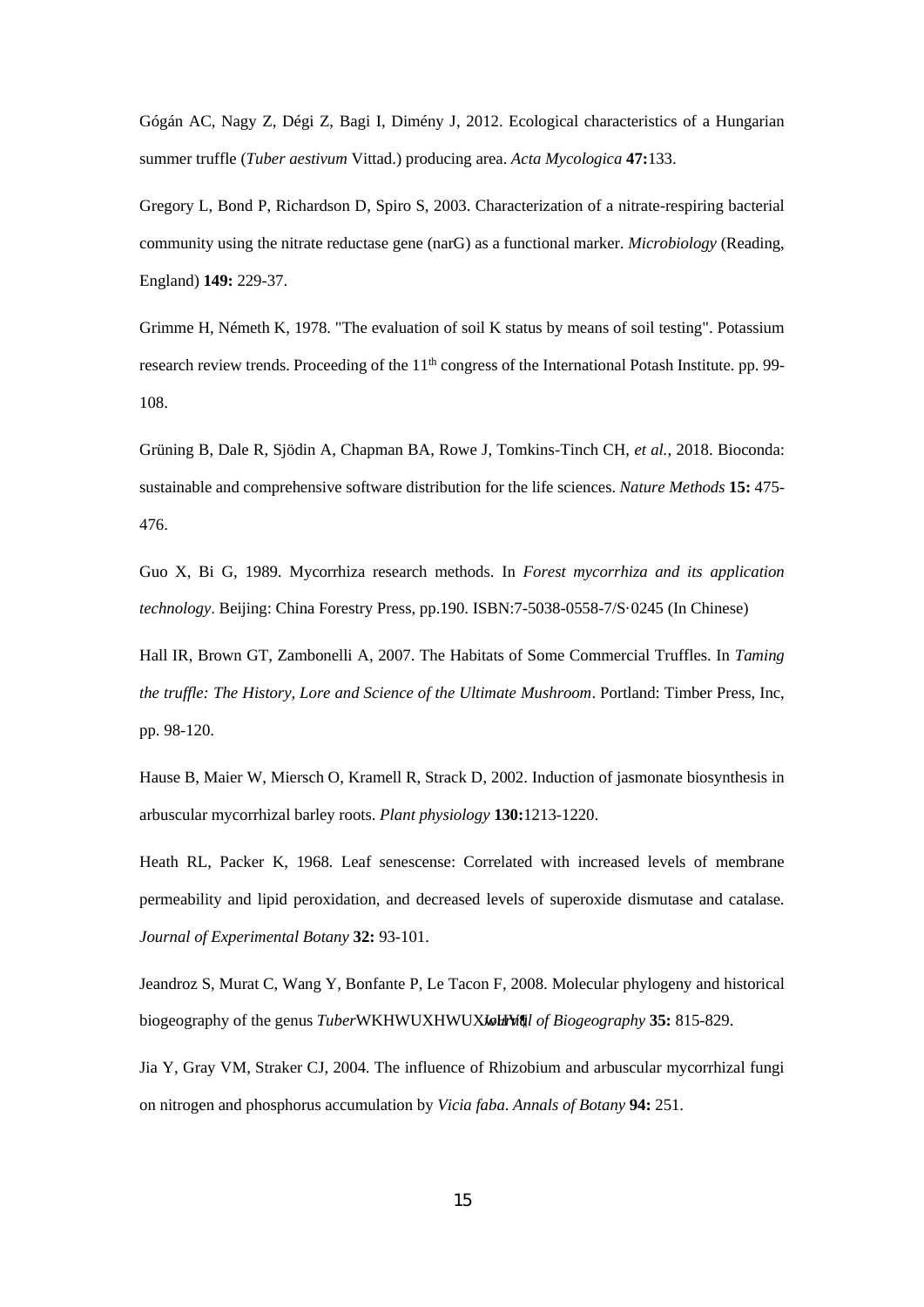Gógán AC, Nagy Z, Dégi Z, Bagi I, Dimény J, 2012. Ecological characteristics of a Hungarian summer truffle (*Tuber aestivum* Vittad.) producing area. *Acta Mycologica* **47:**133.

Gregory L, Bond P, Richardson D, Spiro S, 2003. Characterization of a nitrate-respiring bacterial community using the nitrate reductase gene (narG) as a functional marker. *Microbiology* (Reading, England) **149:** 229-37.

Grimme H, Németh K, 1978. "The evaluation of soil K status by means of soil testing". Potassium research review trends. Proceeding of the 11th congress of the International Potash Institute. pp. 99-108.

Grüning B, Dale R, Sjödin A, Chapman BA, Rowe J, Tomkins-Tinch CH, *et al.*, 2018. Bioconda: sustainable and comprehensive software distribution for the life sciences. *Nature Methods* **15:** 475-476.

Guo X, Bi G, 1989. Mycorrhiza research methods. In *Forest mycorrhiza and its application technology*. Beijing: China Forestry Press, pp.190. ISBN:7-5038-0558-7/S·0245 (In Chinese)

Hall IR, Brown GT, Zambonelli A, 2007. The Habitats of Some Commercial Truffles. In *Taming the truffle: The History, Lore and Science of the Ultimate Mushroom*. Portland: Timber Press, Inc, pp. 98-120.

Hause B, Maier W, Miersch O, Kramell R, Strack D, 2002. Induction of jasmonate biosynthesis in arbuscular mycorrhizal barley roots. *Plant physiology* **130:**1213-1220.

Heath RL, Packer K, 1968. Leaf senescense: Correlated with increased levels of membrane permeability and lipid peroxidation, and decreased levels of superoxide dismutase and catalase. *Journal of Experimental Botany* **32:** 93-101.

Jeandroz S, Murat C, Wang Y, Bonfante P, Le Tacon F, 2008. Molecular phylogeny and historical biogeography of the genus *Tuber*WKHWUXHWUXIIOHV¶*Journal of Biogeography* **35:** 815-829.

Jia Y, Gray VM, Straker CJ, 2004. The influence of Rhizobium and arbuscular mycorrhizal fungi on nitrogen and phosphorus accumulation by *Vicia faba*. *Annals of Botany* **94:** 251.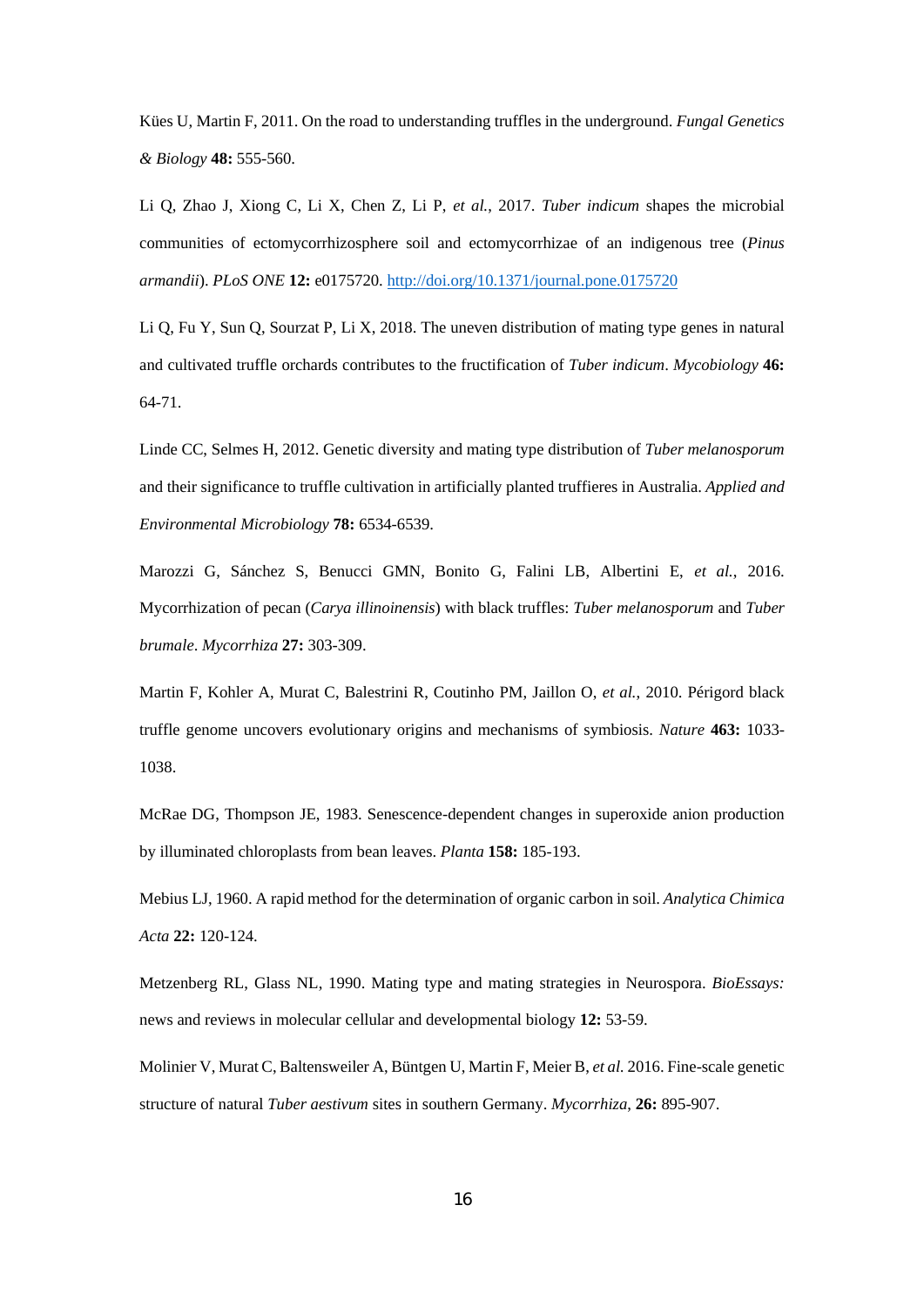Kües U, Martin F, 2011. On the road to understanding truffles in the underground. *Fungal Genetics & Biology* **48:** 555-560.

Li Q, Zhao J, Xiong C, Li X, Chen Z, Li P, *et al.*, 2017. *Tuber indicum* shapes the microbial communities of ectomycorhizosphere soil and ectomycorrhizae of an indigenous tree (*Pinus armandii*). *PLoS ONE* **12:** e0175720. http://doi.org/10.1371/journal.pone.0175720

Li Q, Fu Y, Sun Q, Sourzat P, Li X, 2018. The uneven distribution of mating type genes in natural and cultivated truffle orchards contributes to the fructification of *Tuber indicum*. *Mycobiology* **46:** 64-71.

Linde CC, Selmes H, 2012. Genetic diversity and mating type distribution of *Tuber melanosporum* and their significance to truffle cultivation in artificially planted truffieres in Australia. *Applied and Environmental Microbiology* **78:** 6534-6539.

Marozzi G, Sánchez S, Benucci GMN, Bonito G, Falini LB, Albertini E, *et al.*, 2016. Mycorrhization of pecan (*Carya illinoinensis*) with black truffles: *Tuber melanosporum* and *Tuber brumale*. *Mycorrhiza* **27:** 303-309.

Martin F, Kohler A, Murat C, Balestrini R, Coutinho PM, Jaillon O, *et al.*, 2010. Périgord black truffle genome uncovers evolutionary origins and mechanisms of symbiosis. *Nature* **463:** 1033-1038.

McRae DG, Thompson JE, 1983. Senescence-dependent changes in superoxide anion production by illuminated chloroplasts from bean leaves. *Planta* **158:** 185-193.

Mebius LJ, 1960. A rapid method for the determination of organic carbon in soil. *Analytica Chimica Acta* **22:** 120-124.

Metzenberg RL, Glass NL, 1990. Mating type and mating strategies in Neurospora. *BioEssays:* news and reviews in molecular cellular and developmental biology **12:** 53-59.

Molinier V, Murat C, Baltensweiler A, Büntgen U, Martin F, Meier B, *et al.* 2016. Fine-scale genetic structure of natural *Tuber aestivum* sites in southern Germany. *Mycorrhiza*, **26:** 895-907.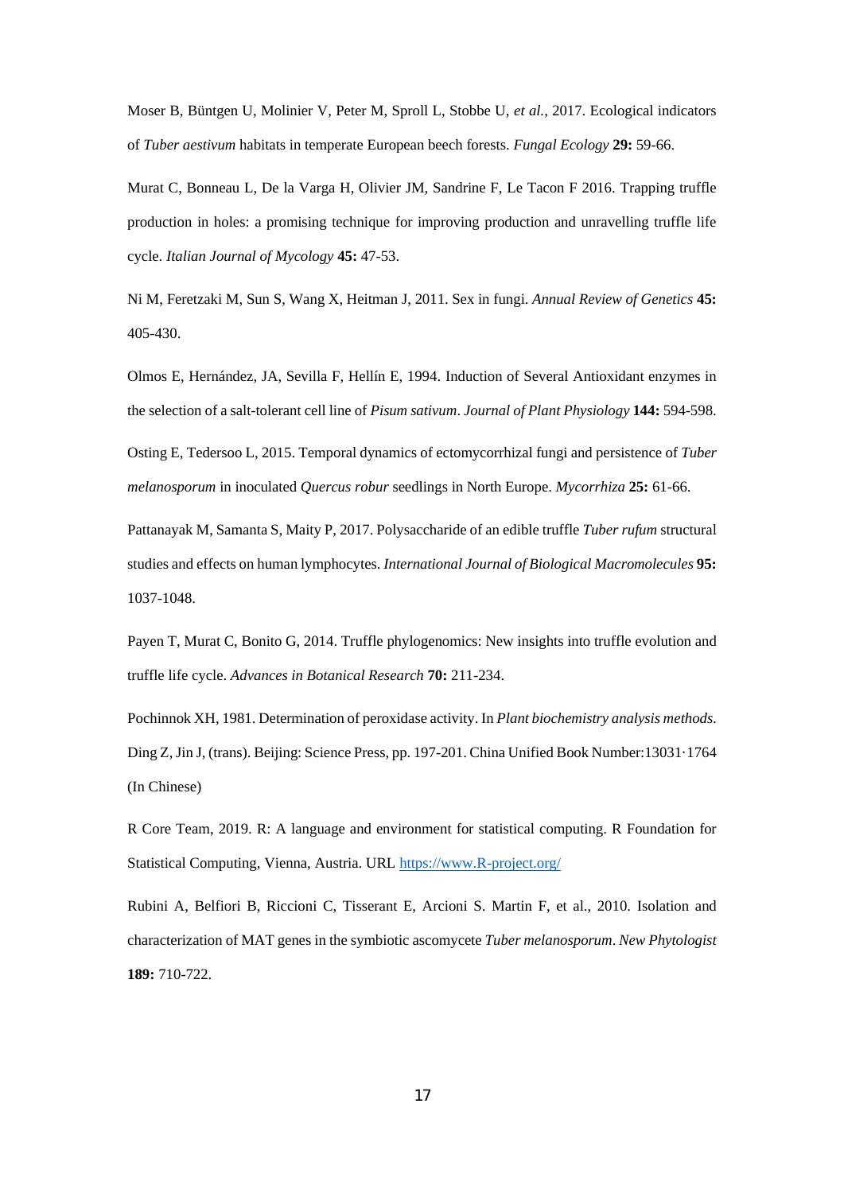Moser B, Büntgen U, Molinier V, Peter M, Sproll L, Stobbe U, *et al.*, 2017. Ecological indicators of *Tuber aestivum* habitats in temperate European beech forests. *Fungal Ecology* **29:** 59-66.

Murat C, Bonneau L, De la Varga H, Olivier JM, Sandrine F, Le Tacon F 2016. Trapping truffle production in holes: a promising technique for improving production and unravelling truffle life cycle. *Italian Journal of Mycology* **45:** 47-53.

Ni M, Feretzaki M, Sun S, Wang X, Heitman J, 2011. Sex in fungi. *Annual Review of Genetics* **45:** 405-430.

Olmos E, Hernández, JA, Sevilla F, Hellín E, 1994. Induction of Several Antioxidant enzymes in the selection of a salt-tolerant cell line of *Pisum sativum*. *Journal of Plant Physiology* **144:** 594-598.

Osting E, Tedersoo L, 2015. Temporal dynamics of ectomycorrhizal fungi and persistence of *Tuber melanosporum* in inoculated *Quercus robur* seedlings in North Europe. *Mycorrhiza* **25:** 61-66.

Pattanayak M, Samanta S, Maity P, 2017. Polysaccharide of an edible truffle *Tuber rufum* structural studies and effects on human lymphocytes. *International Journal of Biological Macromolecules* **95:** 1037-1048.

Payen T, Murat C, Bonito G, 2014. Truffle phylogenomics: New insights into truffle evolution and truffle life cycle. *Advances in Botanical Research* **70:** 211-234.

Pochinnok XH, 1981. Determination of peroxidase activity. In *Plant biochemistry analysis methods.* Ding Z, Jin J, (trans). Beijing: Science Press, pp. 197-201. China Unified Book Number:13031·1764 (In Chinese)

R Core Team, 2019. R: A language and environment for statistical computing. R Foundation for Statistical Computing, Vienna, Austria. URL https://www.R-project.org/

Rubini A, Belfiori B, Riccioni C, Tisserant E, Arcioni S. Martin F, et al., 2010. Isolation and characterization of MAT genes in the symbiotic ascomycete *Tuber melanosporum*. *New Phytologist* **189:** 710-722.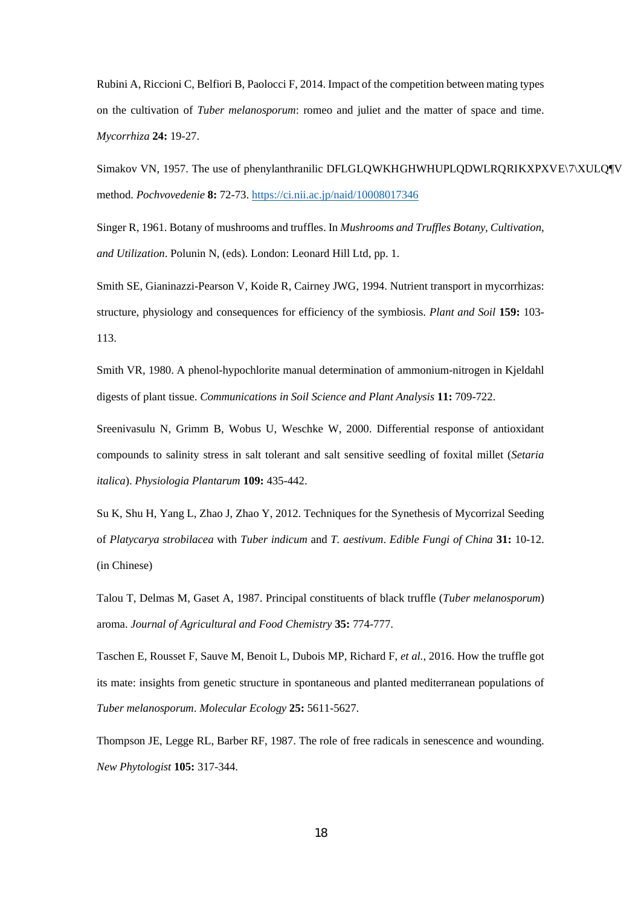Rubini A, Riccioni C, Belfiori B, Paolocci F, 2014. Impact of the competition between mating types on the cultivation of *Tuber melanosporum*: romeo and juliet and the matter of space and time. *Mycorrhiza* **24:** 19-27.

Simakov VN, 1957. The use of phenylanthranilic DFLGLQWKHGHWHUPLQDWLRQRIKXPXVE\7\XULQ¶V method. *Pochvovedenie* **8:** 72-73. https://ci.nii.ac.jp/naid/10008017346

Singer R, 1961. Botany of mushrooms and truffles. In *Mushrooms and Truffles Botany, Cultivation, and Utilization*. Polunin N, (eds). London: Leonard Hill Ltd, pp. 1.

Smith SE, Gianinazzi-Pearson V, Koide R, Cairney JWG, 1994. Nutrient transport in mycorrhizas: structure, physiology and consequences for efficiency of the symbiosis. *Plant and Soil* **159:** 103-113.

Smith VR, 1980. A phenol-hypochlorite manual determination of ammonium-nitrogen in Kjeldahl digests of plant tissue. *Communications in Soil Science and Plant Analysis* **11:** 709-722.

Sreenivasulu N, Grimm B, Wobus U, Weschke W, 2000. Differential response of antioxidant compounds to salinity stress in salt tolerant and salt sensitive seedling of foxital millet (*Setaria italica*). *Physiologia Plantarum* **109:** 435-442.

Su K, Shu H, Yang L, Zhao J, Zhao Y, 2012. Techniques for the Synethesis of Mycorrizal Seeding of *Platycarya strobilacea* with *Tuber indicum* and *T. aestivum*. *Edible Fungi of China* **31:** 10-12. (in Chinese)

Talou T, Delmas M, Gaset A, 1987. Principal constituents of black truffle (*Tuber melanosporum*) aroma. *Journal of Agricultural and Food Chemistry* **35:** 774-777.

Taschen E, Rousset F, Sauve M, Benoit L, Dubois MP, Richard F, *et al.*, 2016. How the truffle got its mate: insights from genetic structure in spontaneous and planted mediterranean populations of *Tuber melanosporum*. *Molecular Ecology* **25:** 5611-5627.

Thompson JE, Legge RL, Barber RF, 1987. The role of free radicals in senescence and wounding. *New Phytologist* **105:** 317-344.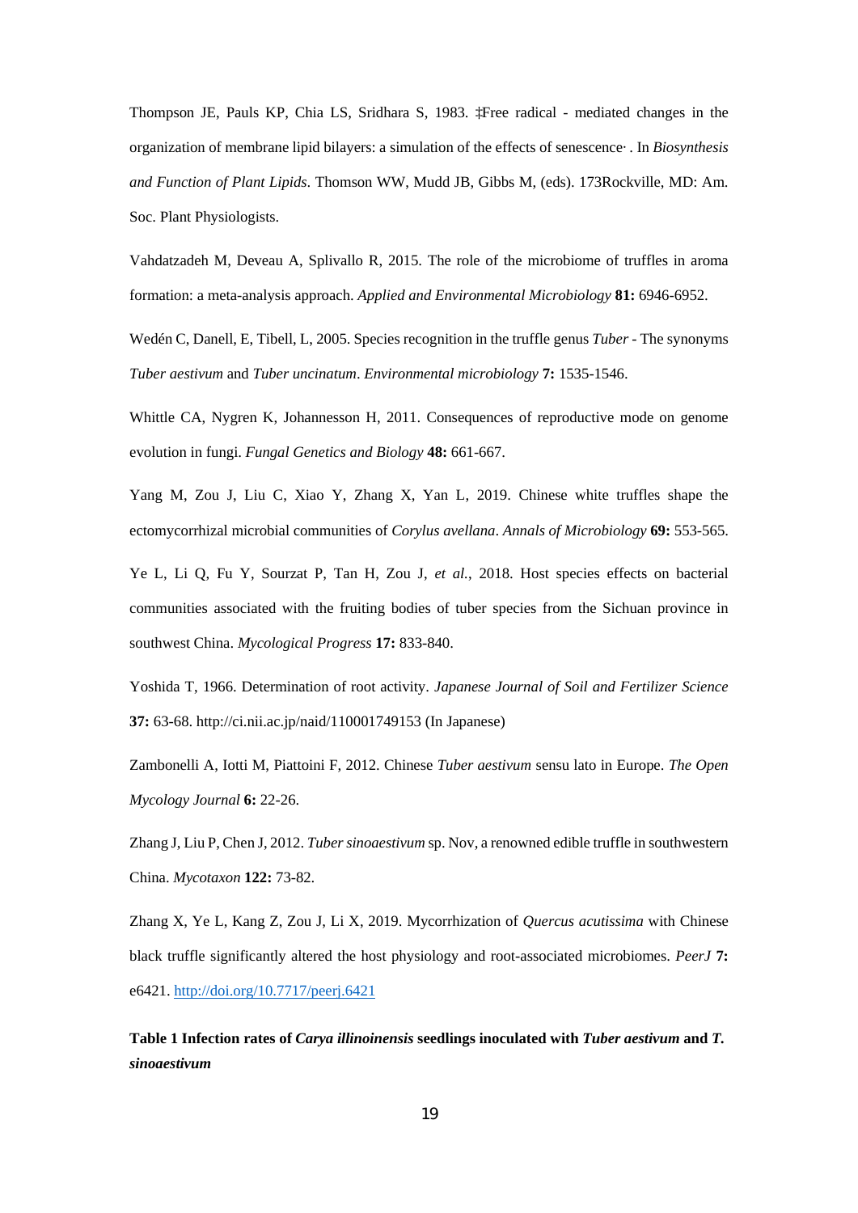Thompson JE, Pauls KP, Chia LS, Sridhara S, 1983. ‡Free radical - mediated changes in the organization of membrane lipid bilayers: a simulation of the effects of senescence· . In *Biosynthesis and Function of Plant Lipids*. Thomson WW, Mudd JB, Gibbs M, (eds). 173Rockville, MD: Am. Soc. Plant Physiologists.

Vahdatzadeh M, Deveau A, Splivallo R, 2015. The role of the microbiome of truffles in aroma formation: a meta-analysis approach. *Applied and Environmental Microbiology* **81:** 6946-6952.

Wedén C, Danell, E, Tibell, L, 2005. Species recognition in the truffle genus *Tuber* - The synonyms *Tuber aestivum* and *Tuber uncinatum*. *Environmental microbiology* **7:** 1535-1546.

Whittle CA, Nygren K, Johannesson H, 2011. Consequences of reproductive mode on genome evolution in fungi. *Fungal Genetics and Biology* **48:** 661-667.

Yang M, Zou J, Liu C, Xiao Y, Zhang X, Yan L, 2019. Chinese white truffles shape the ectomycorrhizal microbial communities of *Corylus avellana*. *Annals of Microbiology* **69:** 553-565.

Ye L, Li Q, Fu Y, Sourzat P, Tan H, Zou J, *et al.*, 2018. Host species effects on bacterial communities associated with the fruiting bodies of tuber species from the Sichuan province in southwest China. *Mycological Progress* **17:** 833-840.

Yoshida T, 1966. Determination of root activity. *Japanese Journal of Soil and Fertilizer Science* **37:** 63-68. http://ci.nii.ac.jp/naid/110001749153 (In Japanese)

Zambonelli A, Iotti M, Piattoini F, 2012. Chinese *Tuber aestivum* sensu lato in Europe. *The Open Mycology Journal* **6:** 22-26.

Zhang J, Liu P, Chen J, 2012. *Tuber sinoaestivum* sp. Nov, a renowned edible truffle in southwestern China. *Mycotaxon* **122:** 73-82.

Zhang X, Ye L, Kang Z, Zou J, Li X, 2019. Mycorrhization of *Quercus acutissima* with Chinese black truffle significantly altered the host physiology and root-associated microbiomes. *PeerJ* **7:** e6421. http://doi.org/10.7717/peerj.6421

**Table 1 Infection rates of *Carya illinoinensis* seedlings inoculated with *Tuber aestivum* and *T. sinoaestivum***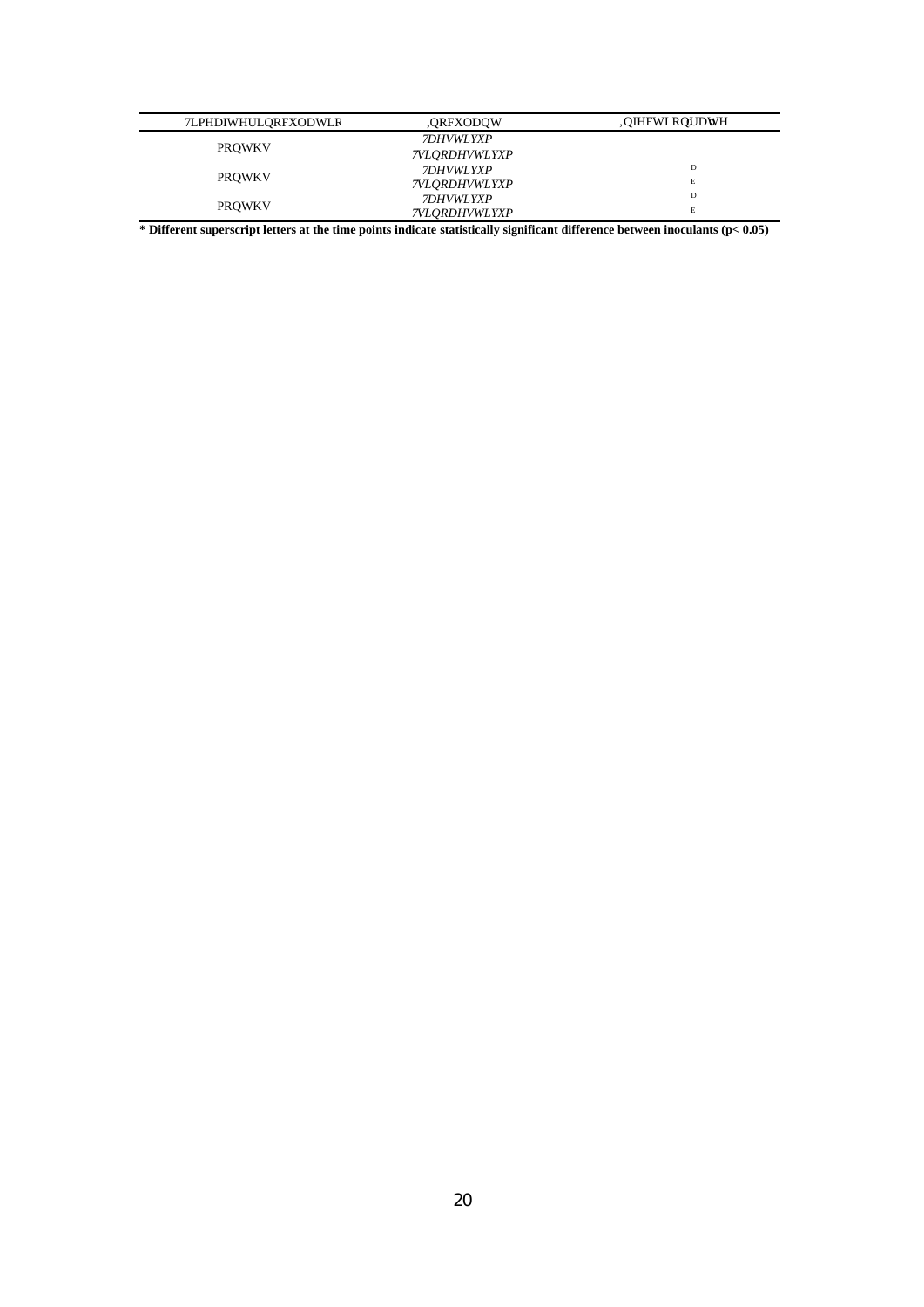| Time after inoculation | Inoculant | Infection rate |
|---|---|---|
| months | *T. aestivum* | |
| | *T. sinoaestivum* | |
| months | *T. aestivum* | a |
| | *T. sinoaestivum* | b |
| months | *T. aestivum* | a |
| | *T. sinoaestivum* | b |

**\* Different superscript letters at the time points indicate statistically significant difference between inoculants ($p < 0.05$)**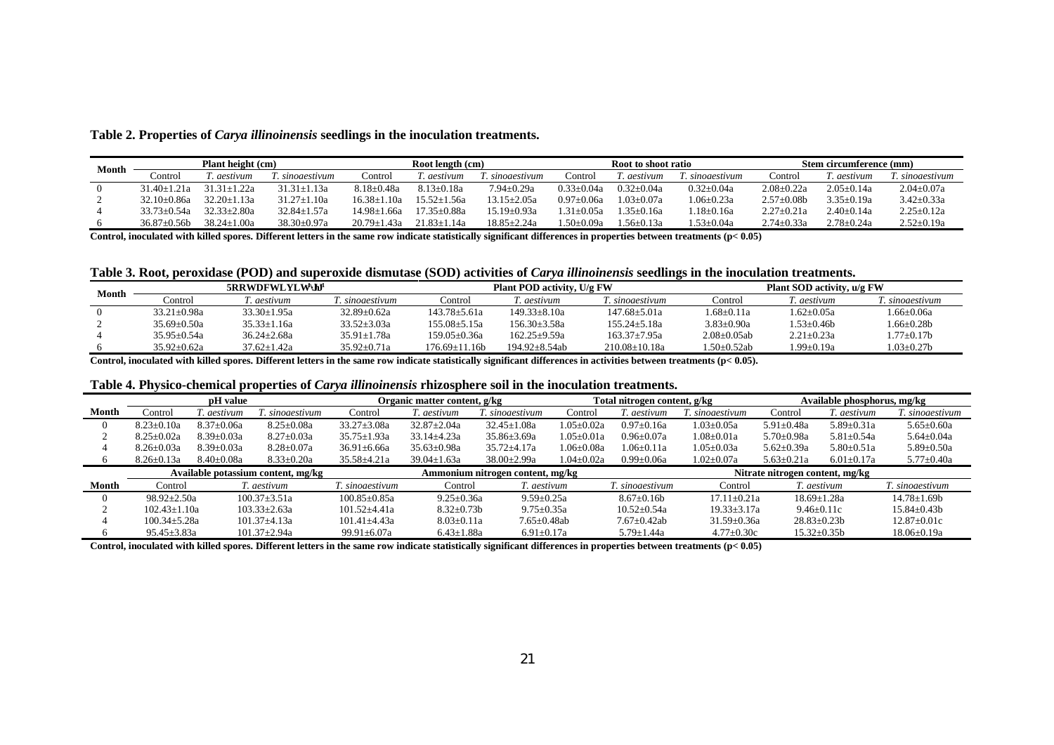**Table 2. Properties of *Carya illinoinensis* seedlings in the inoculation treatments.**

| Month | Plant height (cm) | | | Root length (cm) | | | Root to shoot ratio | | | Stem circumference (mm) | | |
|---|---|---|---|---|---|---|---|---|---|---|---|---|
| | Control | *T. aestivum* | *T. sinoaestivum* | Control | *T. aestivum* | *T. sinoaestivum* | Control | *T. aestivum* | *T. sinoaestivum* | Control | *T. aestivum* | *T. sinoaestivum* |
| 0 | 31.40±1.21a | 31.31±1.22a | 31.31±1.13a | 8.18±0.48a | 8.13±0.18a | 7.94±0.29a | 0.33±0.04a | 0.32±0.04a | 0.32±0.04a | 2.08±0.22a | 2.05±0.14a | 2.04±0.07a |
| 2 | 32.10±0.86a | 32.20±1.13a | 31.27±1.10a | 16.38±1.10a | 15.52±1.56a | 13.15±2.05a | 0.97±0.06a | 1.03±0.07a | 1.06±0.23a | 2.57±0.08b | 3.35±0.19a | 3.42±0.33a |
| 4 | 33.73±0.54a | 32.33±2.80a | 32.84±1.57a | 14.98±1.66a | 17.35±0.88a | 15.19±0.93a | 1.31±0.05a | 1.35±0.16a | 1.18±0.16a | 2.27±0.21a | 2.40±0.14a | 2.25±0.12a |
| 6 | 36.87±0.56b | 38.24±1.00a | 38.30±0.97a | 20.79±1.43a | 21.83±1.14a | 18.85±2.24a | 1.50±0.09a | 1.56±0.13a | 1.53±0.04a | 2.74±0.33a | 2.78±0.24a | 2.52±0.19a |

**Control, inoculated with killed spores. Different letters in the same row indicate statistically significant differences in properties between treatments ($p < 0.05$)**

**Table 3. Root, peroxidase (POD) and superoxide dismutase (SOD) activities of *Carya illinoinensis* seedlings in the inoculation treatments.**

| Month | 5RRWDFWLYLW\h! | | | Plant POD activity, U/g FW | | | Plant SOD activity, u/g FW | | |
|---|---|---|---|---|---|---|---|---|---|
| | Control | *T. aestivum* | *T. sinoaestivum* | Control | *T. aestivum* | *T. sinoaestivum* | Control | *T. aestivum* | *T. sinoaestivum* |
| 0 | 33.21±0.98a | 33.30±1.95a | 32.89±0.62a | 143.78±5.61a | 149.33±8.10a | 147.68±5.01a | 1.68±0.11a | 1.62±0.05a | 1.66±0.06a |
| 2 | 35.69±0.50a | 35.33±1.16a | 33.52±3.03a | 155.08±5.15a | 156.30±3.58a | 155.24±5.18a | 3.83±0.90a | 1.53±0.46b | 1.66±0.28b |
| 4 | 35.95±0.54a | 36.24±2.68a | 35.91±1.78a | 159.05±0.36a | 162.25±9.59a | 163.37±7.95a | 2.08±0.05ab | 2.21±0.23a | 1.77±0.17b |
| 6 | 35.92±0.62a | 37.62±1.42a | 35.92±0.71a | 176.69±11.16b | 194.92±8.54ab | 210.08±10.18a | 1.50±0.52ab | 1.99±0.19a | 1.03±0.27b |

**Control, inoculated with killed spores. Different letters in the same row indicate statistically significant differences in activities between treatments ($p < 0.05$).**

**Table 4. Physico-chemical properties of *Carya illinoinensis* rhizosphere soil in the inoculation treatments.**

| Month | pH value | | | Organic matter content, g/kg | | | Total nitrogen content, g/kg | | | Available phosphorus, mg/kg | | |
|---|---|---|---|---|---|---|---|---|---|---|---|---|
| | Control | *T. aestivum* | *T. sinoaestivum* | Control | *T. aestivum* | *T. sinoaestivum* | Control | *T. aestivum* | *T. sinoaestivum* | Control | *T. aestivum* | *T. sinoaestivum* |
| 0 | 8.23±0.10a | 8.37±0.06a | 8.25±0.08a | 33.27±3.08a | 32.87±2.04a | 32.45±1.08a | 1.05±0.02a | 0.97±0.16a | 1.03±0.05a | 5.91±0.48a | 5.89±0.31a | 5.65±0.60a |
| 2 | 8.25±0.02a | 8.39±0.03a | 8.27±0.03a | 35.75±1.93a | 33.14±4.23a | 35.86±3.69a | 1.05±0.01a | 0.96±0.07a | 1.08±0.01a | 5.70±0.98a | 5.81±0.54a | 5.64±0.04a |
| 4 | 8.26±0.03a | 8.39±0.03a | 8.28±0.07a | 36.91±6.66a | 35.63±0.98a | 35.72±4.17a | 1.06±0.08a | 1.06±0.11a | 1.05±0.03a | 5.62±0.39a | 5.80±0.51a | 5.89±0.50a |
| 6 | 8.26±0.13a | 8.40±0.08a | 8.33±0.20a | 35.58±4.21a | 39.04±1.63a | 38.00±2.99a | 1.04±0.02a | 0.99±0.06a | 1.02±0.07a | 5.63±0.21a | 6.01±0.17a | 5.77±0.40a |

| Month | Available potassium content, mg/kg | | | Ammonium nitrogen content, mg/kg | | | Nitrate nitrogen content, mg/kg | | |
|---|---|---|---|---|---|---|---|---|---|
| | Control | *T. aestivum* | *T. sinoaestivum* | Control | *T. aestivum* | *T. sinoaestivum* | Control | *T. aestivum* | *T. sinoaestivum* |
| 0 | 98.92±2.50a | 100.37±3.51a | 100.85±0.85a | 9.25±0.36a | 9.59±0.25a | 8.67±0.16b | 17.11±0.21a | 18.69±1.28a | 14.78±1.69b |
| 2 | 102.43±1.10a | 103.33±2.63a | 101.52±4.41a | 8.32±0.73b | 9.75±0.35a | 10.52±0.54a | 19.33±3.17a | 9.46±0.11c | 15.84±0.43b |
| 4 | 100.34±5.28a | 101.37±4.13a | 101.41±4.43a | 8.03±0.11a | 7.65±0.48ab | 7.67±0.42ab | 31.59±0.36a | 28.83±0.23b | 12.87±0.01c |
| 6 | 95.45±3.83a | 101.37±2.94a | 99.91±6.07a | 6.43±1.88a | 6.91±0.17a | 5.79±1.44a | 4.77±0.30c | 15.32±0.35b | 18.06±0.19a |

**Control, inoculated with killed spores. Different letters in the same row indicate statistically significant differences in properties between treatments ($p < 0.05$)**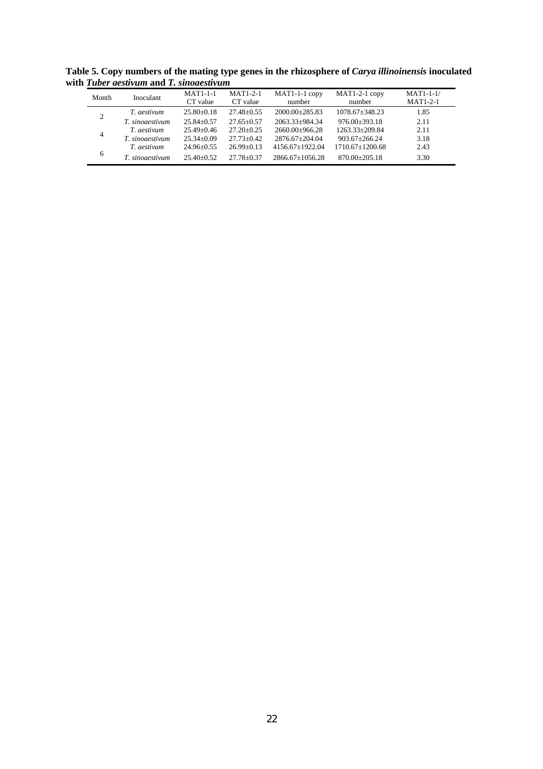**Table 5. Copy numbers of the mating type genes in the rhizosphere of *Carya illinoinensis* inoculated with *Tuber aestivum* and *T. sinoaestivum***

| Month | Inoculant | MAT1-1-1 CT value | MAT1-2-1 CT value | MAT1-1-1 copy number | MAT1-2-1 copy number | MAT1-1-1/ MAT1-2-1 |
|---|---|---|---|---|---|---|
| 2 | *T. aestivum* | 25.80±0.18 | 27.48±0.55 | 2000.00±285.83 | 1078.67±348.23 | 1.85 |
| | *T. sinoaestivum* | 25.84±0.57 | 27.65±0.57 | 2063.33±984.34 | 976.00±393.18 | 2.11 |
| 4 | *T. aestivum* | 25.49±0.46 | 27.20±0.25 | 2660.00±966.28 | 1263.33±209.84 | 2.11 |
| | *T. sinoaestivum* | 25.34±0.09 | 27.73±0.42 | 2876.67±204.04 | 903.67±266.24 | 3.18 |
| 6 | *T. aestivum* | 24.96±0.55 | 26.99±0.13 | 4156.67±1922.04 | 1710.67±1200.68 | 2.43 |
| | *T. sinoaestivum* | 25.40±0.52 | 27.78±0.37 | 2866.67±1056.28 | 870.00±205.18 | 3.30 |